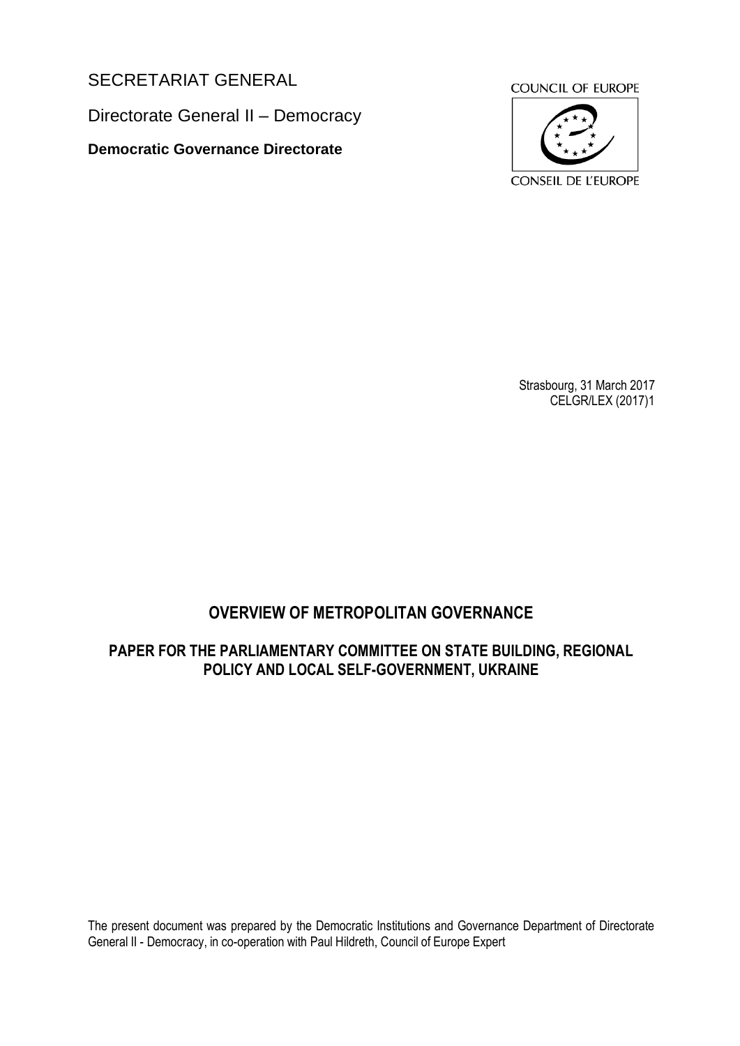SECRETARIAT GENERAL

Directorate General II – Democracy

**Democratic Governance Directorate**

COUNCIL OF EUROPE

CONSEIL DE L'EUROPE

Strasbourg, 31 March 2017
CELGR/LEX (2017)1

# OVERVIEW OF METROPOLITAN GOVERNANCE

## PAPER FOR THE PARLIAMENTARY COMMITTEE ON STATE BUILDING, REGIONAL POLICY AND LOCAL SELF-GOVERNMENT, UKRAINE

The present document was prepared by the Democratic Institutions and Governance Department of Directorate General II - Democracy, in co-operation with Paul Hildreth, Council of Europe Expert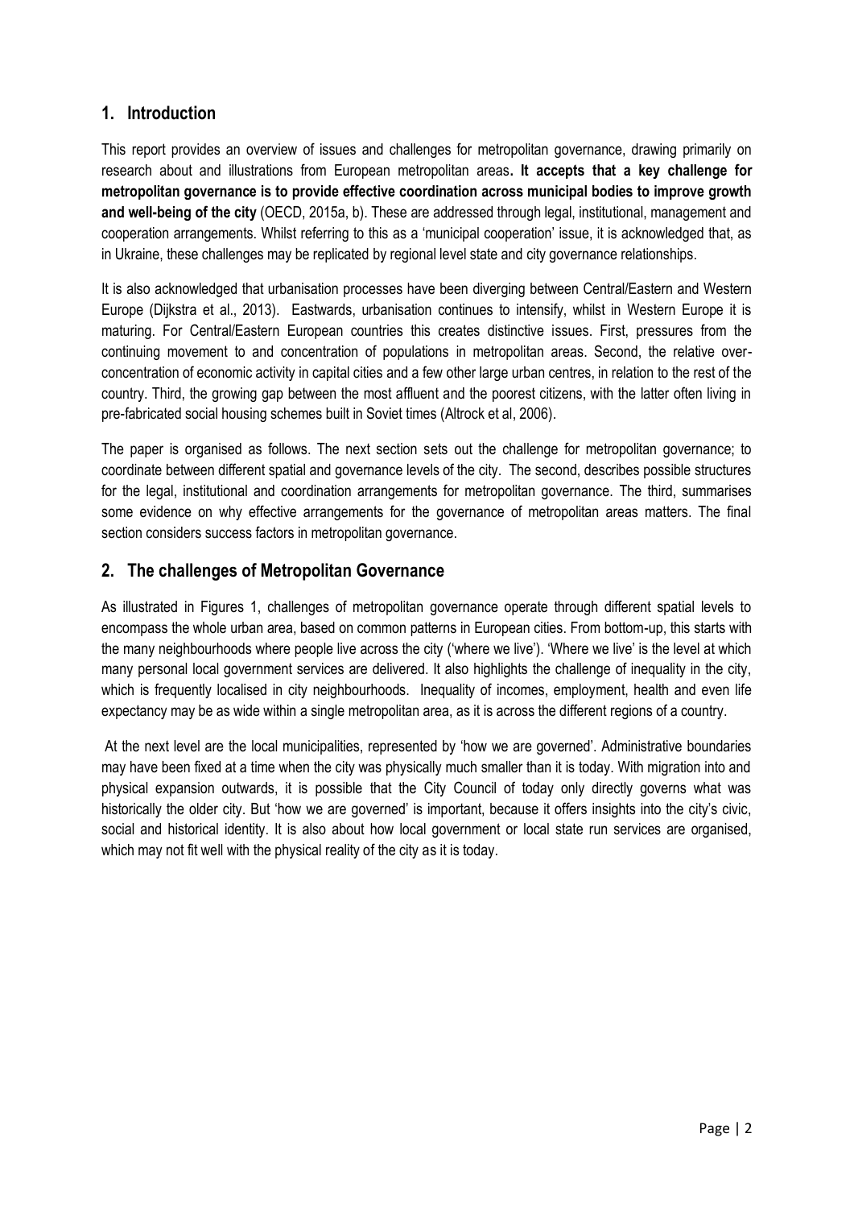## 1. Introduction

This report provides an overview of issues and challenges for metropolitan governance, drawing primarily on research about and illustrations from European metropolitan areas**. It accepts that a key challenge for metropolitan governance is to provide effective coordination across municipal bodies to improve growth and well-being of the city** (OECD, 2015a, b). These are addressed through legal, institutional, management and cooperation arrangements. Whilst referring to this as a 'municipal cooperation' issue, it is acknowledged that, as in Ukraine, these challenges may be replicated by regional level state and city governance relationships.

It is also acknowledged that urbanisation processes have been diverging between Central/Eastern and Western Europe (Dijkstra et al., 2013). Eastwards, urbanisation continues to intensify, whilst in Western Europe it is maturing. For Central/Eastern European countries this creates distinctive issues. First, pressures from the continuing movement to and concentration of populations in metropolitan areas. Second, the relative over-concentration of economic activity in capital cities and a few other large urban centres, in relation to the rest of the country. Third, the growing gap between the most affluent and the poorest citizens, with the latter often living in pre-fabricated social housing schemes built in Soviet times (Altrock et al, 2006).

The paper is organised as follows. The next section sets out the challenge for metropolitan governance; to coordinate between different spatial and governance levels of the city. The second, describes possible structures for the legal, institutional and coordination arrangements for metropolitan governance. The third, summarises some evidence on why effective arrangements for the governance of metropolitan areas matters. The final section considers success factors in metropolitan governance.

## 2. The challenges of Metropolitan Governance

As illustrated in Figures 1, challenges of metropolitan governance operate through different spatial levels to encompass the whole urban area, based on common patterns in European cities. From bottom-up, this starts with the many neighbourhoods where people live across the city ('where we live'). 'Where we live' is the level at which many personal local government services are delivered. It also highlights the challenge of inequality in the city, which is frequently localised in city neighbourhoods. Inequality of incomes, employment, health and even life expectancy may be as wide within a single metropolitan area, as it is across the different regions of a country.

At the next level are the local municipalities, represented by 'how we are governed'. Administrative boundaries may have been fixed at a time when the city was physically much smaller than it is today. With migration into and physical expansion outwards, it is possible that the City Council of today only directly governs what was historically the older city. But 'how we are governed' is important, because it offers insights into the city's civic, social and historical identity. It is also about how local government or local state run services are organised, which may not fit well with the physical reality of the city as it is today.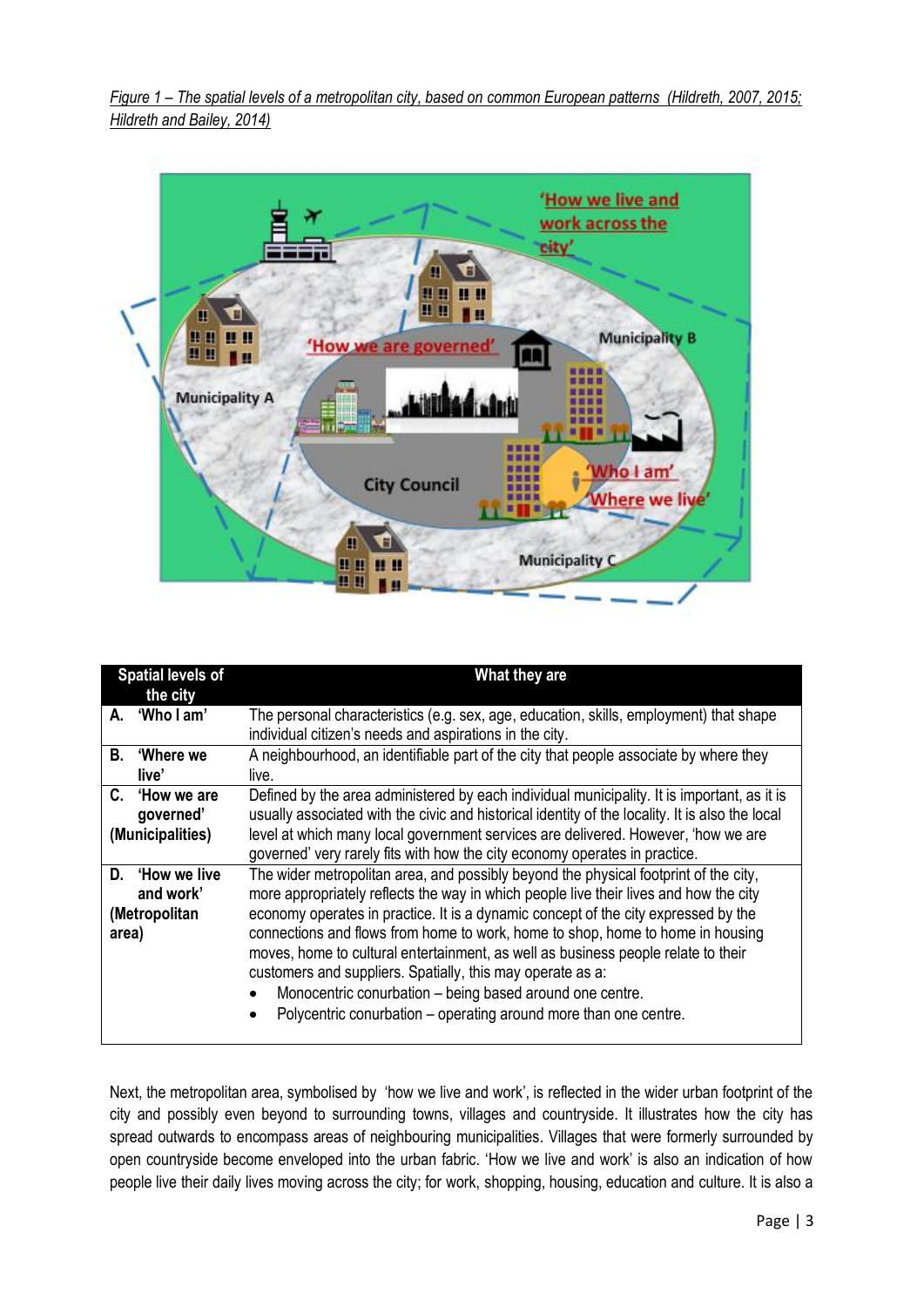*Figure 1 – The spatial levels of a metropolitan city, based on common European patterns (Hildreth, 2007, 2015; Hildreth and Bailey, 2014)*

| Spatial levels of the city | What they are |
| --- | --- |
| **A. 'Who I am'** | The personal characteristics (e.g. sex, age, education, skills, employment) that shape individual citizen's needs and aspirations in the city. |
| **B. 'Where we live'** | A neighbourhood, an identifiable part of the city that people associate by where they live. |
| **C. 'How we are governed' (Municipalities)** | Defined by the area administered by each individual municipality. It is important, as it is usually associated with the civic and historical identity of the locality. It is also the local level at which many local government services are delivered. However, 'how we are governed' very rarely fits with how the city economy operates in practice. |
| **D. 'How we live and work' (Metropolitan area)** | The wider metropolitan area, and possibly beyond the physical footprint of the city, more appropriately reflects the way in which people live their lives and how the city economy operates in practice. It is a dynamic concept of the city expressed by the connections and flows from home to work, home to shop, home to home in housing moves, home to cultural entertainment, as well as business people relate to their customers and suppliers. Spatially, this may operate as a: <br>• Monocentric conurbation – being based around one centre. <br>• Polycentric conurbation – operating around more than one centre. |

Next, the metropolitan area, symbolised by 'how we live and work', is reflected in the wider urban footprint of the city and possibly even beyond to surrounding towns, villages and countryside. It illustrates how the city has spread outwards to encompass areas of neighbouring municipalities. Villages that were formerly surrounded by open countryside become enveloped into the urban fabric. 'How we live and work' is also an indication of how people live their daily lives moving across the city; for work, shopping, housing, education and culture. It is also a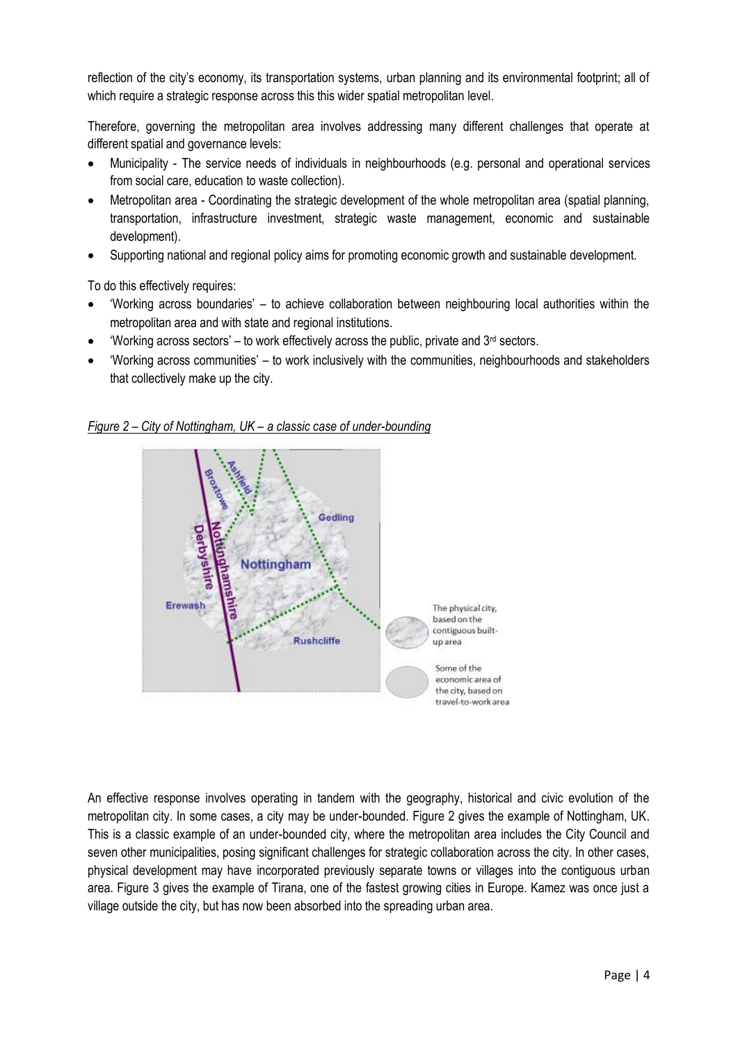reflection of the city's economy, its transportation systems, urban planning and its environmental footprint; all of which require a strategic response across this this wider spatial metropolitan level.

Therefore, governing the metropolitan area involves addressing many different challenges that operate at different spatial and governance levels:

- Municipality - The service needs of individuals in neighbourhoods (e.g. personal and operational services from social care, education to waste collection).
- Metropolitan area - Coordinating the strategic development of the whole metropolitan area (spatial planning, transportation, infrastructure investment, strategic waste management, economic and sustainable development).
- Supporting national and regional policy aims for promoting economic growth and sustainable development.

To do this effectively requires:

- 'Working across boundaries' – to achieve collaboration between neighbouring local authorities within the metropolitan area and with state and regional institutions.
- 'Working across sectors' – to work effectively across the public, private and 3rd sectors.
- 'Working across communities' – to work inclusively with the communities, neighbourhoods and stakeholders that collectively make up the city.

*Figure 2 – City of Nottingham, UK – a classic case of under-bounding*

An effective response involves operating in tandem with the geography, historical and civic evolution of the metropolitan city. In some cases, a city may be under-bounded. Figure 2 gives the example of Nottingham, UK. This is a classic example of an under-bounded city, where the metropolitan area includes the City Council and seven other municipalities, posing significant challenges for strategic collaboration across the city. In other cases, physical development may have incorporated previously separate towns or villages into the contiguous urban area. Figure 3 gives the example of Tirana, one of the fastest growing cities in Europe. Kamez was once just a village outside the city, but has now been absorbed into the spreading urban area.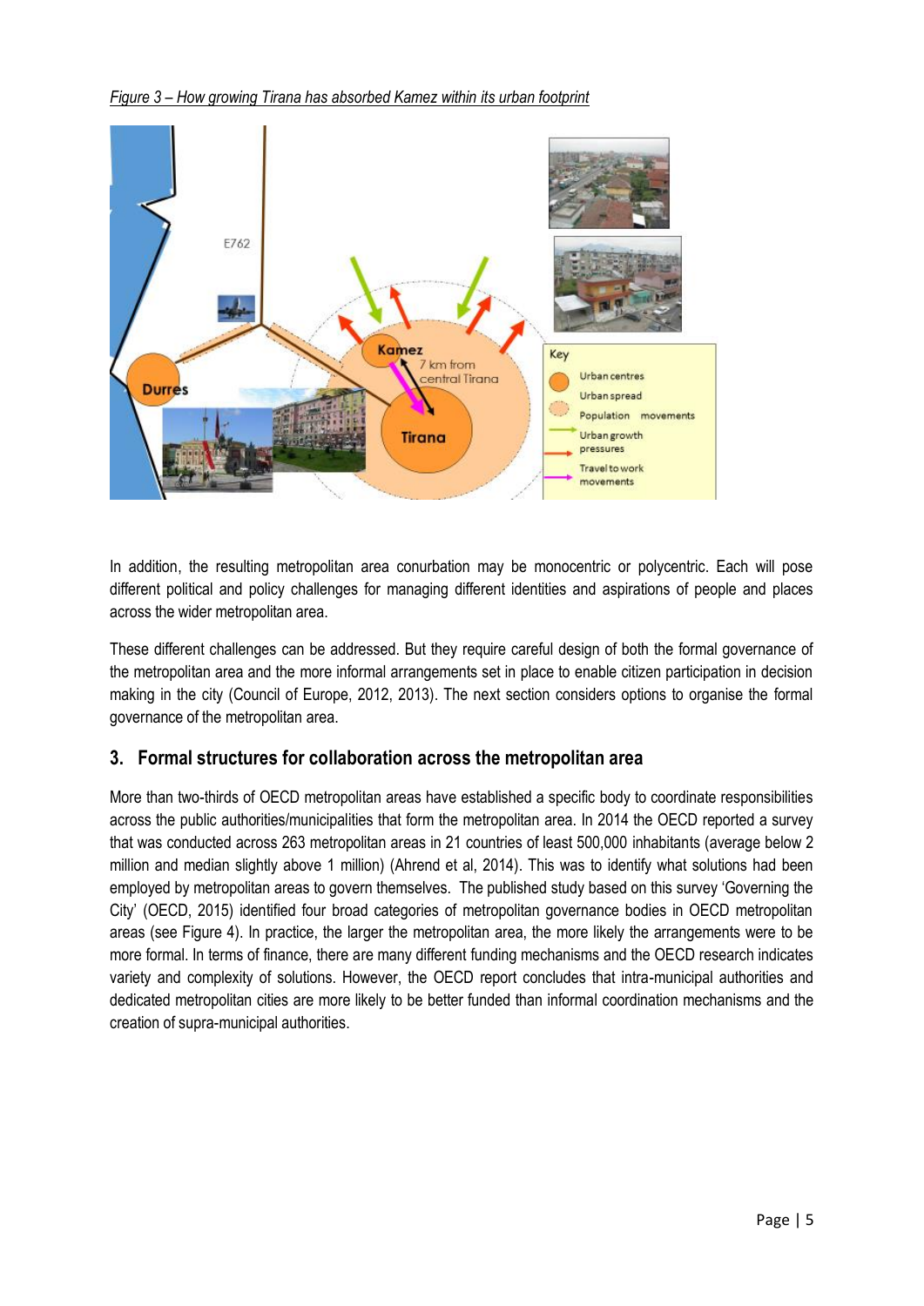*Figure 3 – How growing Tirana has absorbed Kamez within its urban footprint*

In addition, the resulting metropolitan area conurbation may be monocentric or polycentric. Each will pose different political and policy challenges for managing different identities and aspirations of people and places across the wider metropolitan area.

These different challenges can be addressed. But they require careful design of both the formal governance of the metropolitan area and the more informal arrangements set in place to enable citizen participation in decision making in the city (Council of Europe, 2012, 2013). The next section considers options to organise the formal governance of the metropolitan area.

## 3. Formal structures for collaboration across the metropolitan area

More than two-thirds of OECD metropolitan areas have established a specific body to coordinate responsibilities across the public authorities/municipalities that form the metropolitan area. In 2014 the OECD reported a survey that was conducted across 263 metropolitan areas in 21 countries of least 500,000 inhabitants (average below 2 million and median slightly above 1 million) (Ahrend et al, 2014). This was to identify what solutions had been employed by metropolitan areas to govern themselves. The published study based on this survey 'Governing the City' (OECD, 2015) identified four broad categories of metropolitan governance bodies in OECD metropolitan areas (see Figure 4). In practice, the larger the metropolitan area, the more likely the arrangements were to be more formal. In terms of finance, there are many different funding mechanisms and the OECD research indicates variety and complexity of solutions. However, the OECD report concludes that intra-municipal authorities and dedicated metropolitan cities are more likely to be better funded than informal coordination mechanisms and the creation of supra-municipal authorities.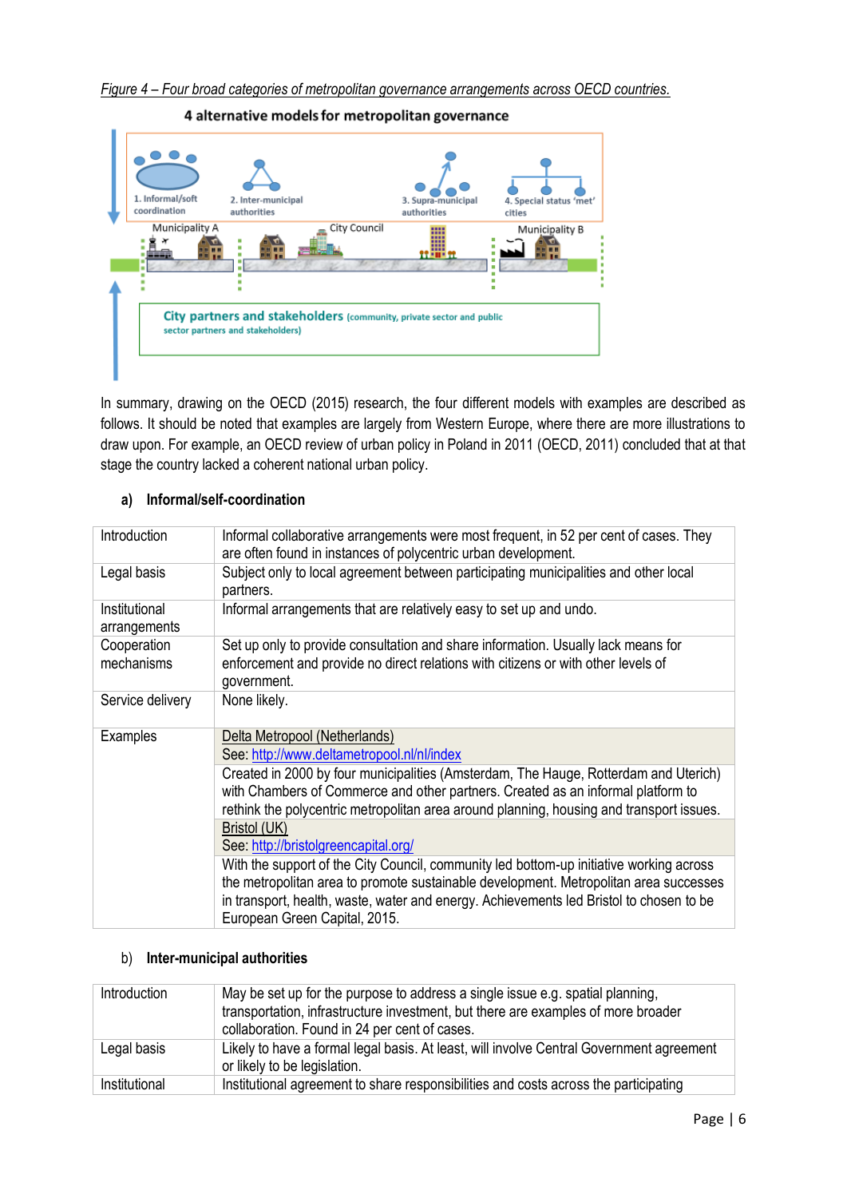*Figure 4 – Four broad categories of metropolitan governance arrangements across OECD countries.*

4 alternative models for metropolitan governance

1. Informal/soft coordination
2. Inter-municipal authorities
3. Supra-municipal authorities
4. Special status 'met' cities

Municipality A City Council Municipality B

City partners and stakeholders (community, private sector and public sector partners and stakeholders)

In summary, drawing on the OECD (2015) research, the four different models with examples are described as follows. It should be noted that examples are largely from Western Europe, where there are more illustrations to draw upon. For example, an OECD review of urban policy in Poland in 2011 (OECD, 2011) concluded that at that stage the country lacked a coherent national urban policy.

#### a) Informal/self-coordination

| | |
|---|---|
| Introduction | Informal collaborative arrangements were most frequent, in 52 per cent of cases. They are often found in instances of polycentric urban development. |
| Legal basis | Subject only to local agreement between participating municipalities and other local partners. |
| Institutional arrangements | Informal arrangements that are relatively easy to set up and undo. |
| Cooperation mechanisms | Set up only to provide consultation and share information. Usually lack means for enforcement and provide no direct relations with citizens or with other levels of government. |
| Service delivery | None likely. |
| Examples | Delta Metropool (Netherlands)<br>See: http://www.deltametropool.nl/nl/index |
| | Created in 2000 by four municipalities (Amsterdam, The Hauge, Rotterdam and Uterich) with Chambers of Commerce and other partners. Created as an informal platform to rethink the polycentric metropolitan area around planning, housing and transport issues. |
| | Bristol (UK)<br>See: http://bristolgreencapital.org/ |
| | With the support of the City Council, community led bottom-up initiative working across the metropolitan area to promote sustainable development. Metropolitan area successes in transport, health, waste, water and energy. Achievements led Bristol to chosen to be European Green Capital, 2015. |

#### b) Inter-municipal authorities

| | |
|---|---|
| Introduction | May be set up for the purpose to address a single issue e.g. spatial planning, transportation, infrastructure investment, but there are examples of more broader collaboration. Found in 24 per cent of cases. |
| Legal basis | Likely to have a formal legal basis. At least, will involve Central Government agreement or likely to be legislation. |
| Institutional | Institutional agreement to share responsibilities and costs across the participating |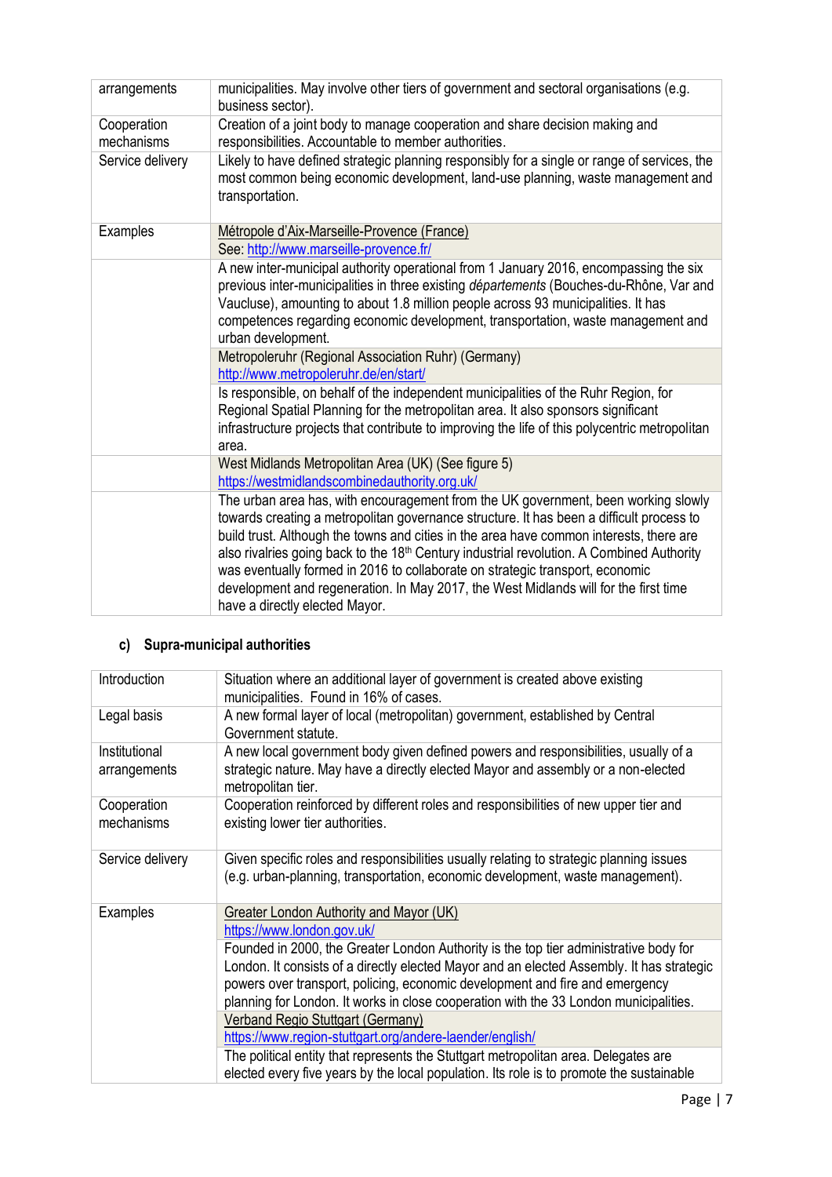| | |
|---|---|
| arrangements | municipalities. May involve other tiers of government and sectoral organisations (e.g. business sector). |
| Cooperation mechanisms | Creation of a joint body to manage cooperation and share decision making and responsibilities. Accountable to member authorities. |
| Service delivery | Likely to have defined strategic planning responsibly for a single or range of services, the most common being economic development, land-use planning, waste management and transportation. |
| Examples | Métropole d'Aix-Marseille-Provence (France)<br>See: http://www.marseille-provence.fr/ |
| | A new inter-municipal authority operational from 1 January 2016, encompassing the six previous inter-municipalities in three existing *départements* (Bouches-du-Rhône, Var and Vaucluse), amounting to about 1.8 million people across 93 municipalities. It has competences regarding economic development, transportation, waste management and urban development. |
| | Metropoleruhr (Regional Association Ruhr) (Germany)<br>http://www.metropoleruhr.de/en/start/ |
| | Is responsible, on behalf of the independent municipalities of the Ruhr Region, for Regional Spatial Planning for the metropolitan area. It also sponsors significant infrastructure projects that contribute to improving the life of this polycentric metropolitan area. |
| | West Midlands Metropolitan Area (UK) (See figure 5)<br>https://westmidlandscombinedauthority.org.uk/ |
| | The urban area has, with encouragement from the UK government, been working slowly towards creating a metropolitan governance structure. It has been a difficult process to build trust. Although the towns and cities in the area have common interests, there are also rivalries going back to the 18th Century industrial revolution. A Combined Authority was eventually formed in 2016 to collaborate on strategic transport, economic development and regeneration. In May 2017, the West Midlands will for the first time have a directly elected Mayor. |

### c) Supra-municipal authorities

| | |
|---|---|
| Introduction | Situation where an additional layer of government is created above existing municipalities. Found in 16% of cases. |
| Legal basis | A new formal layer of local (metropolitan) government, established by Central Government statute. |
| Institutional arrangements | A new local government body given defined powers and responsibilities, usually of a strategic nature. May have a directly elected Mayor and assembly or a non-elected metropolitan tier. |
| Cooperation mechanisms | Cooperation reinforced by different roles and responsibilities of new upper tier and existing lower tier authorities. |
| Service delivery | Given specific roles and responsibilities usually relating to strategic planning issues (e.g. urban-planning, transportation, economic development, waste management). |
| Examples | Greater London Authority and Mayor (UK)<br>https://www.london.gov.uk/ |
| | Founded in 2000, the Greater London Authority is the top tier administrative body for London. It consists of a directly elected Mayor and an elected Assembly. It has strategic powers over transport, policing, economic development and fire and emergency planning for London. It works in close cooperation with the 33 London municipalities. |
| | Verband Regio Stuttgart (Germany)<br>https://www.region-stuttgart.org/andere-laender/english/ |
| | The political entity that represents the Stuttgart metropolitan area. Delegates are elected every five years by the local population. Its role is to promote the sustainable |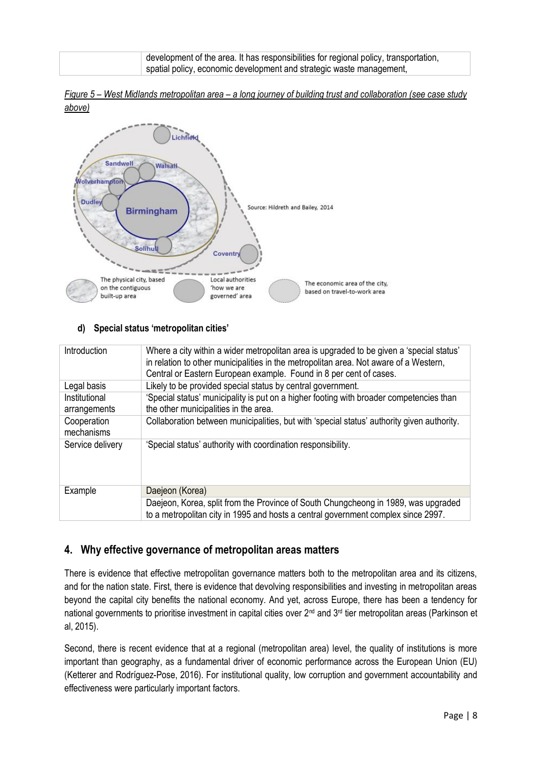| | development of the area. It has responsibilities for regional policy, transportation, spatial policy, economic development and strategic waste management, |
|---|---|

*Figure 5 – West Midlands metropolitan area – a long journey of building trust and collaboration (see case study above)*

Lichfield

Sandwell

Walsall

Wolverhampton

Dudley

Birmingham

Solihull

Coventry

Source: Hildreth and Bailey, 2014

The physical city, based on the contiguous built-up area

Local authorities 'how we are governed' area

The economic area of the city, based on travel-to-work area

**d) Special status 'metropolitan cities'**

| | |
|---|---|
| Introduction | Where a city within a wider metropolitan area is upgraded to be given a 'special status' in relation to other municipalities in the metropolitan area. Not aware of a Western, Central or Eastern European example. Found in 8 per cent of cases. |
| Legal basis | Likely to be provided special status by central government. |
| Institutional arrangements | 'Special status' municipality is put on a higher footing with broader competencies than the other municipalities in the area. |
| Cooperation mechanisms | Collaboration between municipalities, but with 'special status' authority given authority. |
| Service delivery | 'Special status' authority with coordination responsibility. |
| Example | Daejeon (Korea)<br>Daejeon, Korea, split from the Province of South Chungcheong in 1989, was upgraded to a metropolitan city in 1995 and hosts a central government complex since 2997. |

## 4. Why effective governance of metropolitan areas matters

There is evidence that effective metropolitan governance matters both to the metropolitan area and its citizens, and for the nation state. First, there is evidence that devolving responsibilities and investing in metropolitan areas beyond the capital city benefits the national economy. And yet, across Europe, there has been a tendency for national governments to prioritise investment in capital cities over 2nd and 3rd tier metropolitan areas (Parkinson et al, 2015).

Second, there is recent evidence that at a regional (metropolitan area) level, the quality of institutions is more important than geography, as a fundamental driver of economic performance across the European Union (EU) (Ketterer and Rodríguez-Pose, 2016). For institutional quality, low corruption and government accountability and effectiveness were particularly important factors.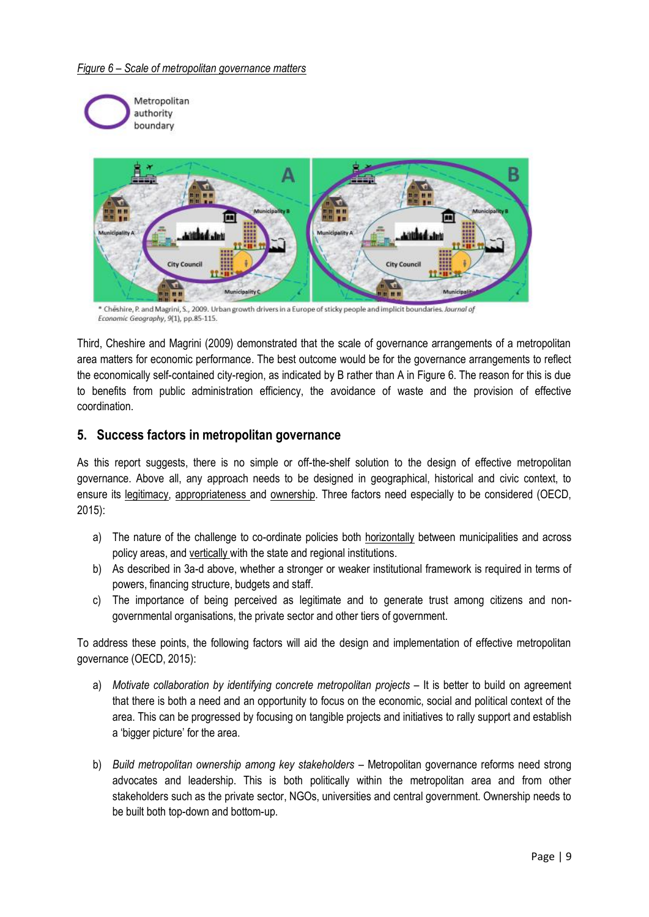*Figure 6 – Scale of metropolitan governance matters*

* Cheshire, P. and Magrini, S., 2009. Urban growth drivers in a Europe of sticky people and implicit boundaries. *Journal of Economic Geography*, 9(1), pp.85-115.

Third, Cheshire and Magrini (2009) demonstrated that the scale of governance arrangements of a metropolitan area matters for economic performance. The best outcome would be for the governance arrangements to reflect the economically self-contained city-region, as indicated by B rather than A in Figure 6. The reason for this is due to benefits from public administration efficiency, the avoidance of waste and the provision of effective coordination.

## 5. Success factors in metropolitan governance

As this report suggests, there is no simple or off-the-shelf solution to the design of effective metropolitan governance. Above all, any approach needs to be designed in geographical, historical and civic context, to ensure its legitimacy, appropriateness and ownership. Three factors need especially to be considered (OECD, 2015):

a) The nature of the challenge to co-ordinate policies both horizontally between municipalities and across policy areas, and vertically with the state and regional institutions.
b) As described in 3a-d above, whether a stronger or weaker institutional framework is required in terms of powers, financing structure, budgets and staff.
c) The importance of being perceived as legitimate and to generate trust among citizens and non-governmental organisations, the private sector and other tiers of government.

To address these points, the following factors will aid the design and implementation of effective metropolitan governance (OECD, 2015):

a) *Motivate collaboration by identifying concrete metropolitan projects* – It is better to build on agreement that there is both a need and an opportunity to focus on the economic, social and political context of the area. This can be progressed by focusing on tangible projects and initiatives to rally support and establish a 'bigger picture' for the area.

b) *Build metropolitan ownership among key stakeholders* – Metropolitan governance reforms need strong advocates and leadership. This is both politically within the metropolitan area and from other stakeholders such as the private sector, NGOs, universities and central government. Ownership needs to be built both top-down and bottom-up.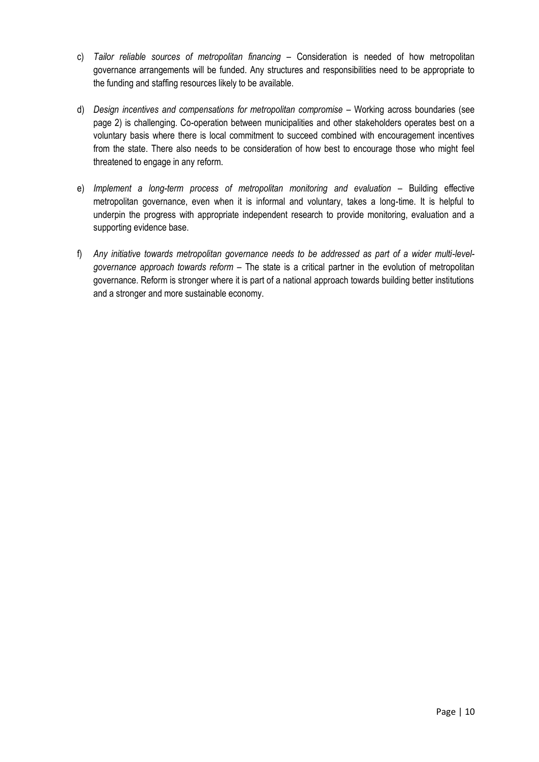c) *Tailor reliable sources of metropolitan financing* – Consideration is needed of how metropolitan governance arrangements will be funded. Any structures and responsibilities need to be appropriate to the funding and staffing resources likely to be available.

d) *Design incentives and compensations for metropolitan compromise* – Working across boundaries (see page 2) is challenging. Co-operation between municipalities and other stakeholders operates best on a voluntary basis where there is local commitment to succeed combined with encouragement incentives from the state. There also needs to be consideration of how best to encourage those who might feel threatened to engage in any reform.

e) *Implement a long-term process of metropolitan monitoring and evaluation* – Building effective metropolitan governance, even when it is informal and voluntary, takes a long-time. It is helpful to underpin the progress with appropriate independent research to provide monitoring, evaluation and a supporting evidence base.

f) *Any initiative towards metropolitan governance needs to be addressed as part of a wider multi-level-governance approach towards reform* – The state is a critical partner in the evolution of metropolitan governance. Reform is stronger where it is part of a national approach towards building better institutions and a stronger and more sustainable economy.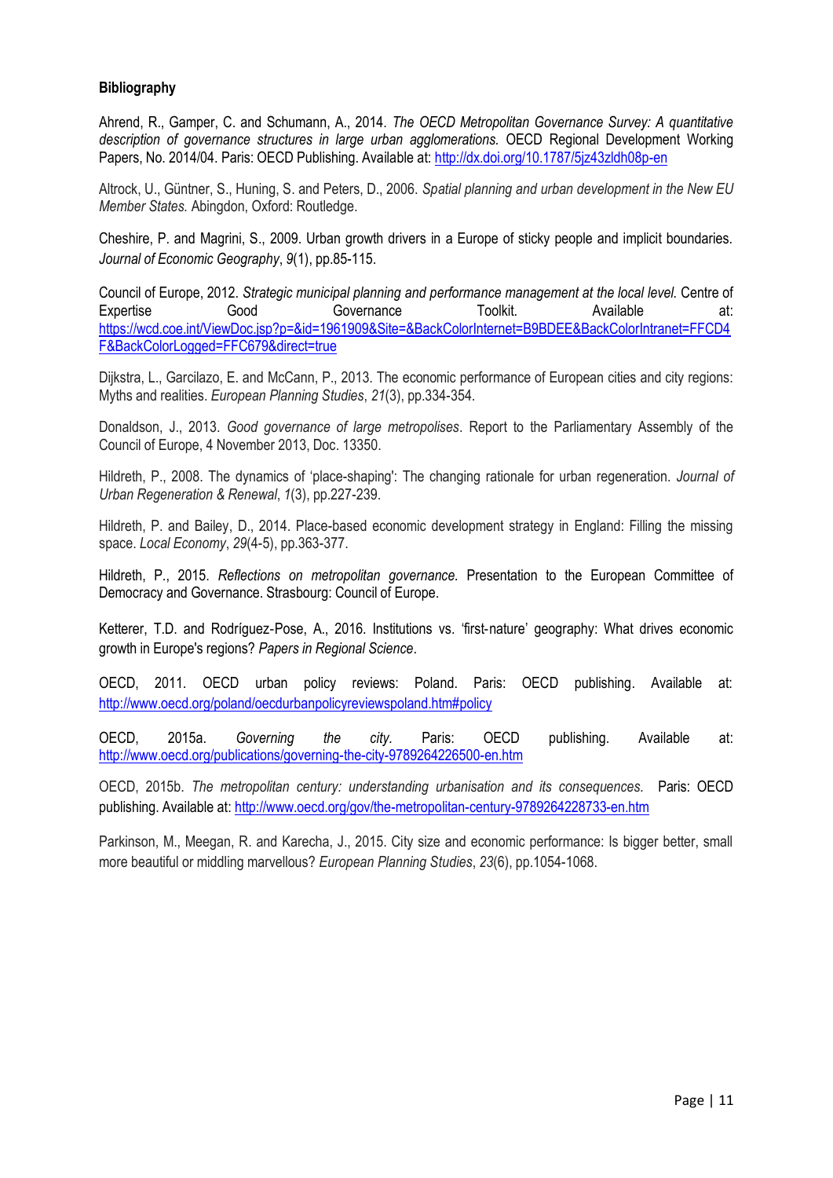**Bibliography**

Ahrend, R., Gamper, C. and Schumann, A., 2014. *The OECD Metropolitan Governance Survey: A quantitative description of governance structures in large urban agglomerations.* OECD Regional Development Working Papers, No. 2014/04. Paris: OECD Publishing. Available at: http://dx.doi.org/10.1787/5jz43zldh08p-en

Altrock, U., Güntner, S., Huning, S. and Peters, D., 2006. *Spatial planning and urban development in the New EU Member States.* Abingdon, Oxford: Routledge.

Cheshire, P. and Magrini, S., 2009. Urban growth drivers in a Europe of sticky people and implicit boundaries. *Journal of Economic Geography*, *9*(1), pp.85-115.

Council of Europe, 2012. *Strategic municipal planning and performance management at the local level.* Centre of Expertise Good Governance Toolkit. Available at: https://wcd.coe.int/ViewDoc.jsp?p=&id=1961909&Site=&BackColorInternet=B9BDEE&BackColorIntranet=FFCD4F&BackColorLogged=FFC679&direct=true

Dijkstra, L., Garcilazo, E. and McCann, P., 2013. The economic performance of European cities and city regions: Myths and realities. *European Planning Studies*, *21*(3), pp.334-354.

Donaldson, J., 2013. *Good governance of large metropolises*. Report to the Parliamentary Assembly of the Council of Europe, 4 November 2013, Doc. 13350.

Hildreth, P., 2008. The dynamics of 'place-shaping': The changing rationale for urban regeneration. *Journal of Urban Regeneration & Renewal*, *1*(3), pp.227-239.

Hildreth, P. and Bailey, D., 2014. Place-based economic development strategy in England: Filling the missing space. *Local Economy*, *29*(4-5), pp.363-377.

Hildreth, P., 2015. *Reflections on metropolitan governance.* Presentation to the European Committee of Democracy and Governance. Strasbourg: Council of Europe.

Ketterer, T.D. and Rodríguez-Pose, A., 2016. Institutions vs. 'first-nature' geography: What drives economic growth in Europe's regions? *Papers in Regional Science*.

OECD, 2011. OECD urban policy reviews: Poland. Paris: OECD publishing. Available at: http://www.oecd.org/poland/oecdurbanpolicyreviewspoland.htm#policy

OECD, 2015a. *Governing the city.* Paris: OECD publishing. Available at: http://www.oecd.org/publications/governing-the-city-9789264226500-en.htm

OECD, 2015b. *The metropolitan century: understanding urbanisation and its consequences.* Paris: OECD publishing. Available at: http://www.oecd.org/gov/the-metropolitan-century-9789264228733-en.htm

Parkinson, M., Meegan, R. and Karecha, J., 2015. City size and economic performance: Is bigger better, small more beautiful or middling marvellous? *European Planning Studies*, *23*(6), pp.1054-1068.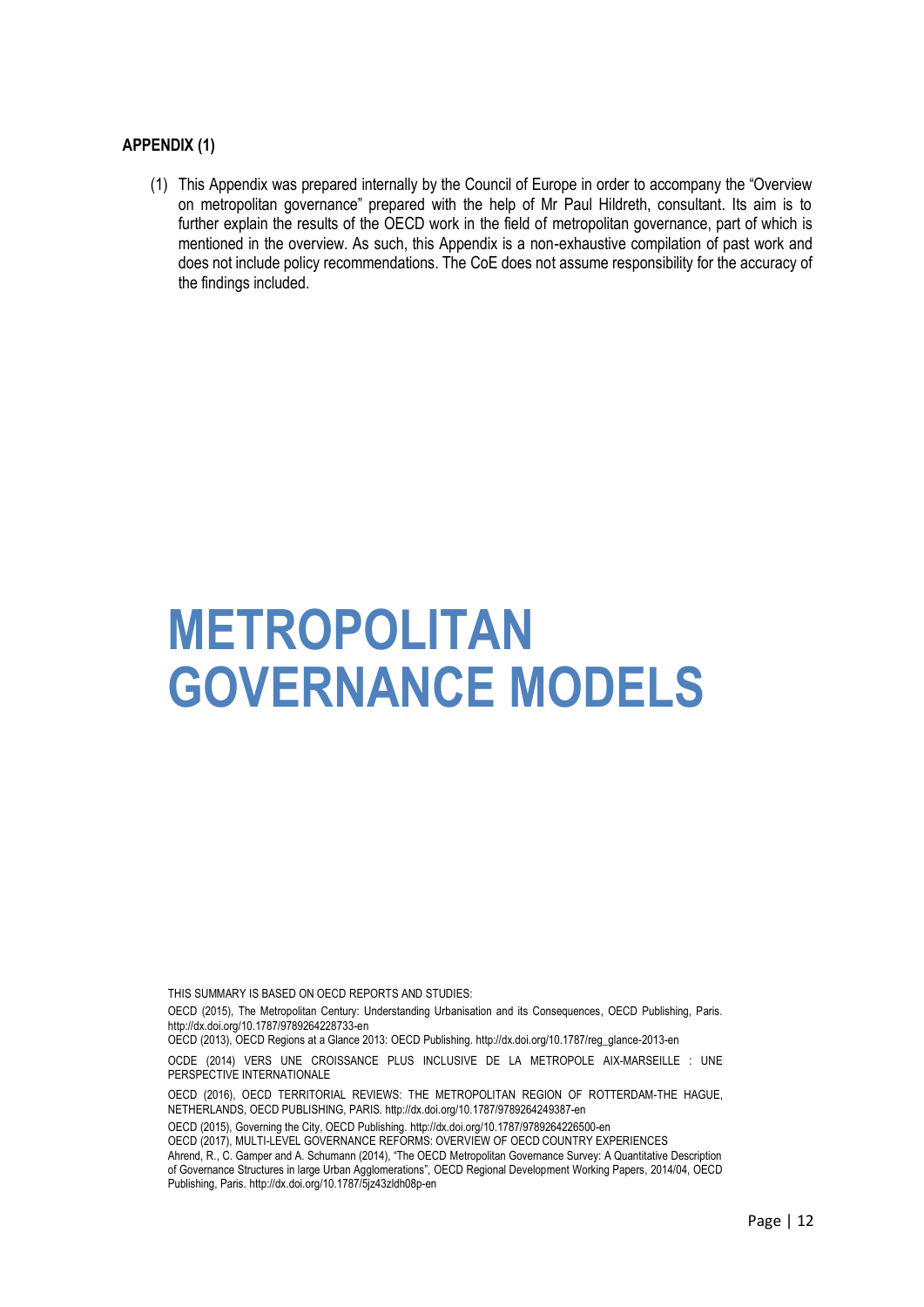**APPENDIX (1)**

(1) This Appendix was prepared internally by the Council of Europe in order to accompany the "Overview on metropolitan governance" prepared with the help of Mr Paul Hildreth, consultant. Its aim is to further explain the results of the OECD work in the field of metropolitan governance, part of which is mentioned in the overview. As such, this Appendix is a non-exhaustive compilation of past work and does not include policy recommendations. The CoE does not assume responsibility for the accuracy of the findings included.

# METROPOLITAN GOVERNANCE MODELS

THIS SUMMARY IS BASED ON OECD REPORTS AND STUDIES:

OECD (2015), The Metropolitan Century: Understanding Urbanisation and its Consequences, OECD Publishing, Paris. http://dx.doi.org/10.1787/9789264228733-en

OECD (2013), OECD Regions at a Glance 2013: OECD Publishing. http://dx.doi.org/10.1787/reg_glance-2013-en

OCDE (2014) VERS UNE CROISSANCE PLUS INCLUSIVE DE LA METROPOLE AIX-MARSEILLE : UNE PERSPECTIVE INTERNATIONALE

OECD (2016), OECD TERRITORIAL REVIEWS: THE METROPOLITAN REGION OF ROTTERDAM-THE HAGUE, NETHERLANDS, OECD PUBLISHING, PARIS. http://dx.doi.org/10.1787/9789264249387-en

OECD (2015), Governing the City, OECD Publishing. http://dx.doi.org/10.1787/9789264226500-en

OECD (2017), MULTI-LEVEL GOVERNANCE REFORMS: OVERVIEW OF OECD COUNTRY EXPERIENCES

Ahrend, R., C. Gamper and A. Schumann (2014), "The OECD Metropolitan Governance Survey: A Quantitative Description of Governance Structures in large Urban Agglomerations", OECD Regional Development Working Papers, 2014/04, OECD Publishing, Paris. http://dx.doi.org/10.1787/5jz43zldh08p-en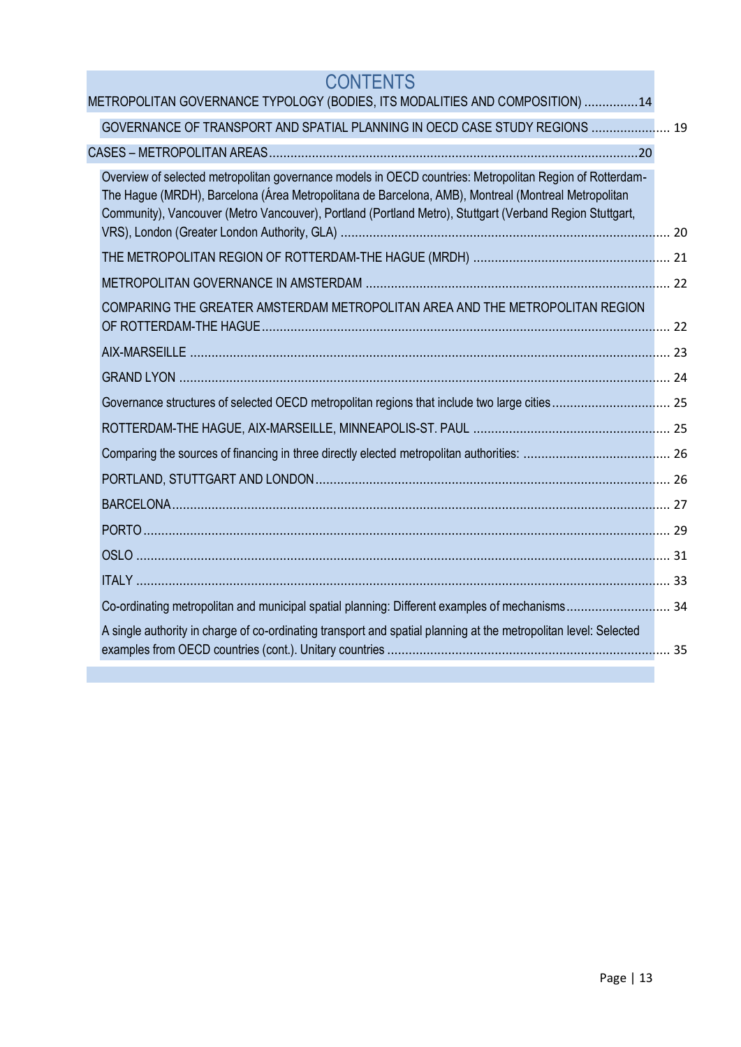# CONTENTS

METROPOLITAN GOVERNANCE TYPOLOGY (BODIES, ITS MODALITIES AND COMPOSITION) ...............14

- GOVERNANCE OF TRANSPORT AND SPATIAL PLANNING IN OECD CASE STUDY REGIONS ...................... 19

CASES – METROPOLITAN AREAS......................................................................................................20

- Overview of selected metropolitan governance models in OECD countries: Metropolitan Region of Rotterdam-The Hague (MRDH), Barcelona (Área Metropolitana de Barcelona, AMB), Montreal (Montreal Metropolitan Community), Vancouver (Metro Vancouver), Portland (Portland Metro), Stuttgart (Verband Region Stuttgart, VRS), London (Greater London Authority, GLA) ........................................................................................ 20
- THE METROPOLITAN REGION OF ROTTERDAM-THE HAGUE (MRDH) ...................................................... 21
- METROPOLITAN GOVERNANCE IN AMSTERDAM ................................................................................... 22
- COMPARING THE GREATER AMSTERDAM METROPOLITAN AREA AND THE METROPOLITAN REGION OF ROTTERDAM-THE HAGUE .............................................................................................................. 22
- AIX-MARSEILLE ...................................................................................................................................... 23
- GRAND LYON ......................................................................................................................................... 24
- Governance structures of selected OECD metropolitan regions that include two large cities ................................. 25
- ROTTERDAM-THE HAGUE, AIX-MARSEILLE, MINNEAPOLIS-ST. PAUL ...................................................... 25
- Comparing the sources of financing in three directly elected metropolitan authorities: ......................................... 26
- PORTLAND, STUTTGART AND LONDON ................................................................................................. 26
- BARCELONA ........................................................................................................................................... 27
- PORTO .................................................................................................................................................. 29
- OSLO ..................................................................................................................................................... 31
- ITALY ..................................................................................................................................................... 33
- Co-ordinating metropolitan and municipal spatial planning: Different examples of mechanisms ............................ 34
- A single authority in charge of co-ordinating transport and spatial planning at the metropolitan level: Selected examples from OECD countries (cont.). Unitary countries ............................................................................. 35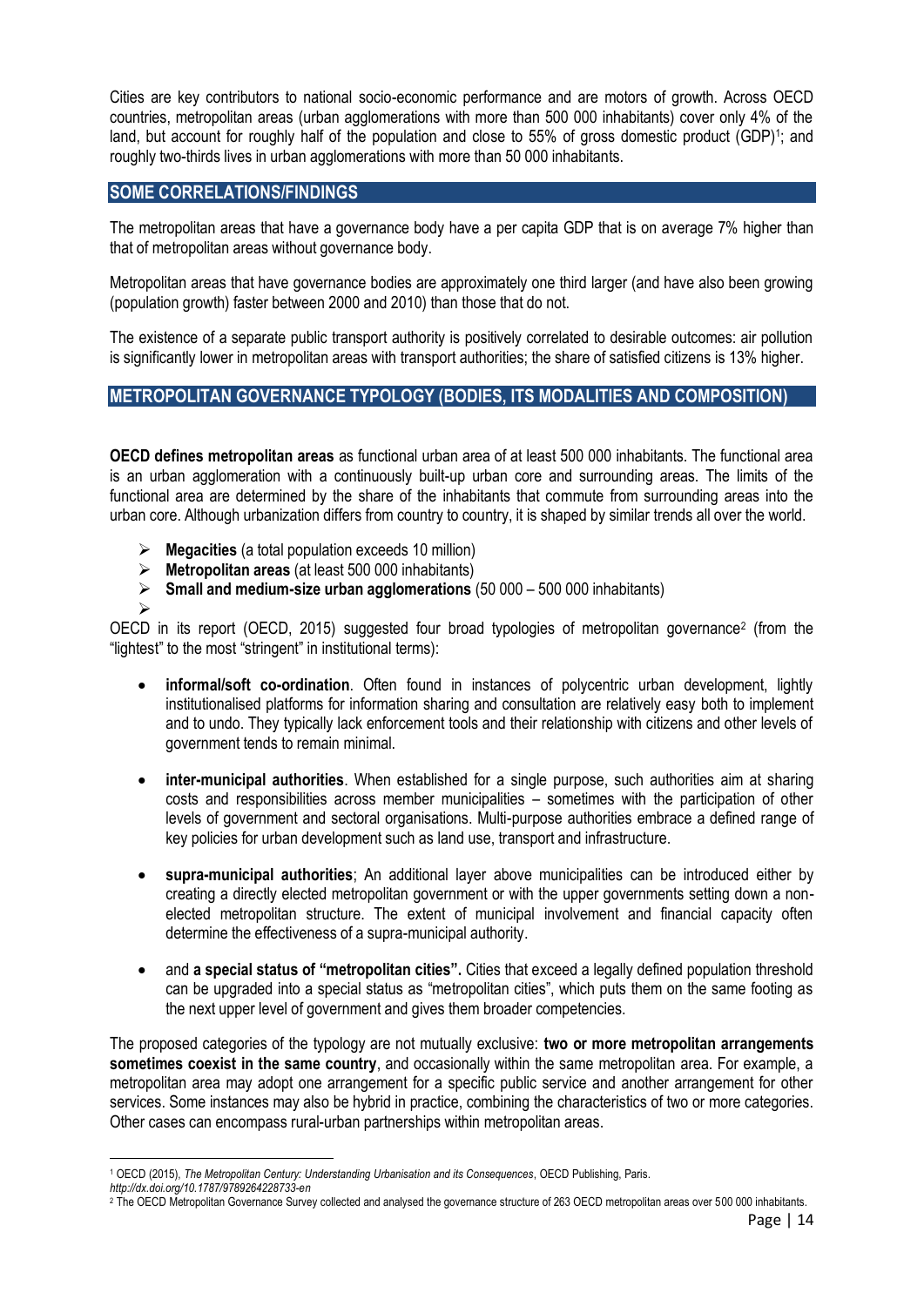Cities are key contributors to national socio-economic performance and are motors of growth. Across OECD countries, metropolitan areas (urban agglomerations with more than 500 000 inhabitants) cover only 4% of the land, but account for roughly half of the population and close to 55% of gross domestic product (GDP)[1]; and roughly two-thirds lives in urban agglomerations with more than 50 000 inhabitants.

## SOME CORRELATIONS/FINDINGS

The metropolitan areas that have a governance body have a per capita GDP that is on average 7% higher than that of metropolitan areas without governance body.

Metropolitan areas that have governance bodies are approximately one third larger (and have also been growing (population growth) faster between 2000 and 2010) than those that do not.

The existence of a separate public transport authority is positively correlated to desirable outcomes: air pollution is significantly lower in metropolitan areas with transport authorities; the share of satisfied citizens is 13% higher.

## METROPOLITAN GOVERNANCE TYPOLOGY (BODIES, ITS MODALITIES AND COMPOSITION)

**OECD defines metropolitan areas** as functional urban area of at least 500 000 inhabitants. The functional area is an urban agglomeration with a continuously built-up urban core and surrounding areas. The limits of the functional area are determined by the share of the inhabitants that commute from surrounding areas into the urban core. Although urbanization differs from country to country, it is shaped by similar trends all over the world.

- **Megacities** (a total population exceeds 10 million)
- **Metropolitan areas** (at least 500 000 inhabitants)
- **Small and medium-size urban agglomerations** (50 000 – 500 000 inhabitants)

OECD in its report (OECD, 2015) suggested four broad typologies of metropolitan governance[2] (from the "lightest" to the most "stringent" in institutional terms):

- **informal/soft co-ordination**. Often found in instances of polycentric urban development, lightly institutionalised platforms for information sharing and consultation are relatively easy both to implement and to undo. They typically lack enforcement tools and their relationship with citizens and other levels of government tends to remain minimal.

- **inter-municipal authorities**. When established for a single purpose, such authorities aim at sharing costs and responsibilities across member municipalities – sometimes with the participation of other levels of government and sectoral organisations. Multi-purpose authorities embrace a defined range of key policies for urban development such as land use, transport and infrastructure.

- **supra-municipal authorities**; An additional layer above municipalities can be introduced either by creating a directly elected metropolitan government or with the upper governments setting down a non-elected metropolitan structure. The extent of municipal involvement and financial capacity often determine the effectiveness of a supra-municipal authority.

- and **a special status of "metropolitan cities".** Cities that exceed a legally defined population threshold can be upgraded into a special status as "metropolitan cities", which puts them on the same footing as the next upper level of government and gives them broader competencies.

The proposed categories of the typology are not mutually exclusive: **two or more metropolitan arrangements sometimes coexist in the same country**, and occasionally within the same metropolitan area. For example, a metropolitan area may adopt one arrangement for a specific public service and another arrangement for other services. Some instances may also be hybrid in practice, combining the characteristics of two or more categories. Other cases can encompass rural-urban partnerships within metropolitan areas.

---

[1] OECD (2015), *The Metropolitan Century: Understanding Urbanisation and its Consequences*, OECD Publishing, Paris. *http://dx.doi.org/10.1787/9789264228733-en*

[2] The OECD Metropolitan Governance Survey collected and analysed the governance structure of 263 OECD metropolitan areas over 500 000 inhabitants.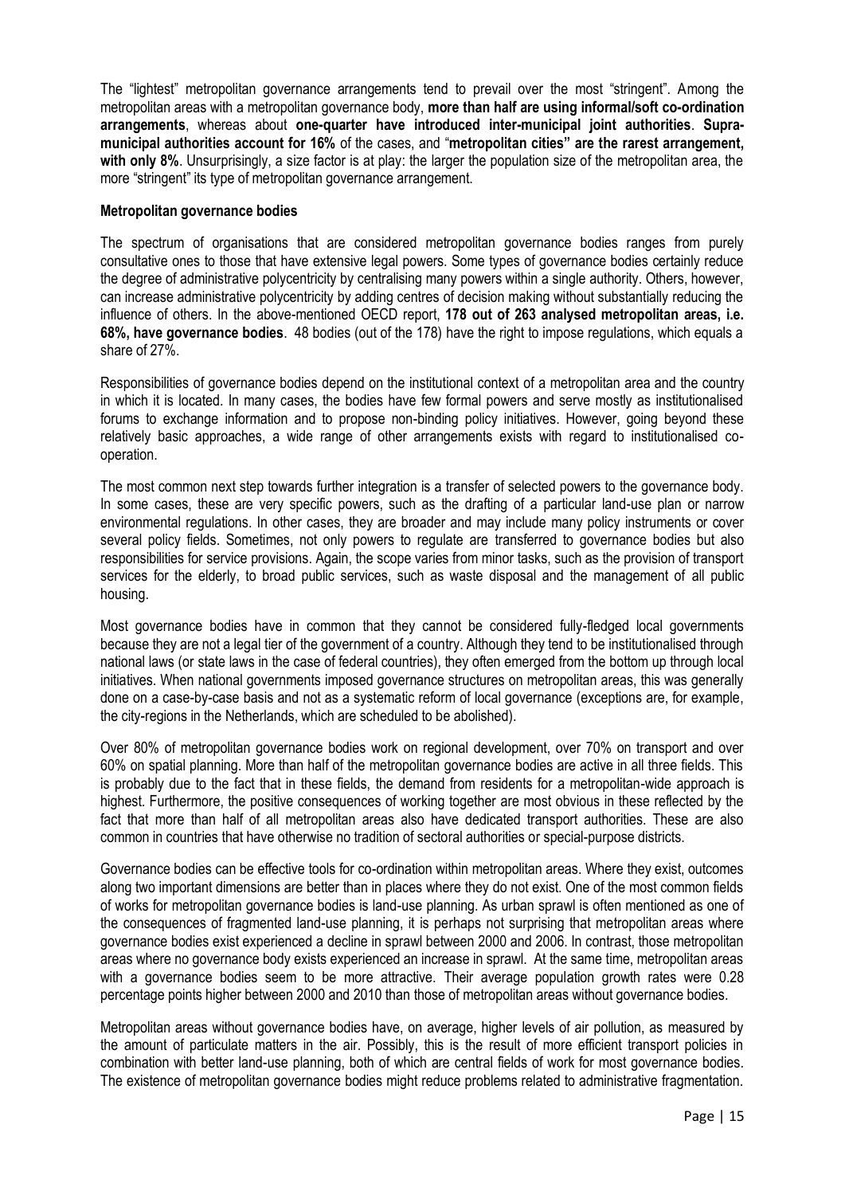The "lightest" metropolitan governance arrangements tend to prevail over the most "stringent". Among the metropolitan areas with a metropolitan governance body, **more than half are using informal/soft co-ordination arrangements**, whereas about **one-quarter have introduced inter-municipal joint authorities**. **Supra-municipal authorities account for 16%** of the cases, and "**metropolitan cities" are the rarest arrangement, with only 8%**. Unsurprisingly, a size factor is at play: the larger the population size of the metropolitan area, the more "stringent" its type of metropolitan governance arrangement.

**Metropolitan governance bodies**

The spectrum of organisations that are considered metropolitan governance bodies ranges from purely consultative ones to those that have extensive legal powers. Some types of governance bodies certainly reduce the degree of administrative polycentricity by centralising many powers within a single authority. Others, however, can increase administrative polycentricity by adding centres of decision making without substantially reducing the influence of others. In the above-mentioned OECD report, **178 out of 263 analysed metropolitan areas, i.e. 68%, have governance bodies**. 48 bodies (out of the 178) have the right to impose regulations, which equals a share of 27%.

Responsibilities of governance bodies depend on the institutional context of a metropolitan area and the country in which it is located. In many cases, the bodies have few formal powers and serve mostly as institutionalised forums to exchange information and to propose non-binding policy initiatives. However, going beyond these relatively basic approaches, a wide range of other arrangements exists with regard to institutionalised co-operation.

The most common next step towards further integration is a transfer of selected powers to the governance body. In some cases, these are very specific powers, such as the drafting of a particular land-use plan or narrow environmental regulations. In other cases, they are broader and may include many policy instruments or cover several policy fields. Sometimes, not only powers to regulate are transferred to governance bodies but also responsibilities for service provisions. Again, the scope varies from minor tasks, such as the provision of transport services for the elderly, to broad public services, such as waste disposal and the management of all public housing.

Most governance bodies have in common that they cannot be considered fully-fledged local governments because they are not a legal tier of the government of a country. Although they tend to be institutionalised through national laws (or state laws in the case of federal countries), they often emerged from the bottom up through local initiatives. When national governments imposed governance structures on metropolitan areas, this was generally done on a case-by-case basis and not as a systematic reform of local governance (exceptions are, for example, the city-regions in the Netherlands, which are scheduled to be abolished).

Over 80% of metropolitan governance bodies work on regional development, over 70% on transport and over 60% on spatial planning. More than half of the metropolitan governance bodies are active in all three fields. This is probably due to the fact that in these fields, the demand from residents for a metropolitan-wide approach is highest. Furthermore, the positive consequences of working together are most obvious in these reflected by the fact that more than half of all metropolitan areas also have dedicated transport authorities. These are also common in countries that have otherwise no tradition of sectoral authorities or special-purpose districts.

Governance bodies can be effective tools for co-ordination within metropolitan areas. Where they exist, outcomes along two important dimensions are better than in places where they do not exist. One of the most common fields of works for metropolitan governance bodies is land-use planning. As urban sprawl is often mentioned as one of the consequences of fragmented land-use planning, it is perhaps not surprising that metropolitan areas where governance bodies exist experienced a decline in sprawl between 2000 and 2006. In contrast, those metropolitan areas where no governance body exists experienced an increase in sprawl. At the same time, metropolitan areas with a governance bodies seem to be more attractive. Their average population growth rates were 0.28 percentage points higher between 2000 and 2010 than those of metropolitan areas without governance bodies.

Metropolitan areas without governance bodies have, on average, higher levels of air pollution, as measured by the amount of particulate matters in the air. Possibly, this is the result of more efficient transport policies in combination with better land-use planning, both of which are central fields of work for most governance bodies. The existence of metropolitan governance bodies might reduce problems related to administrative fragmentation.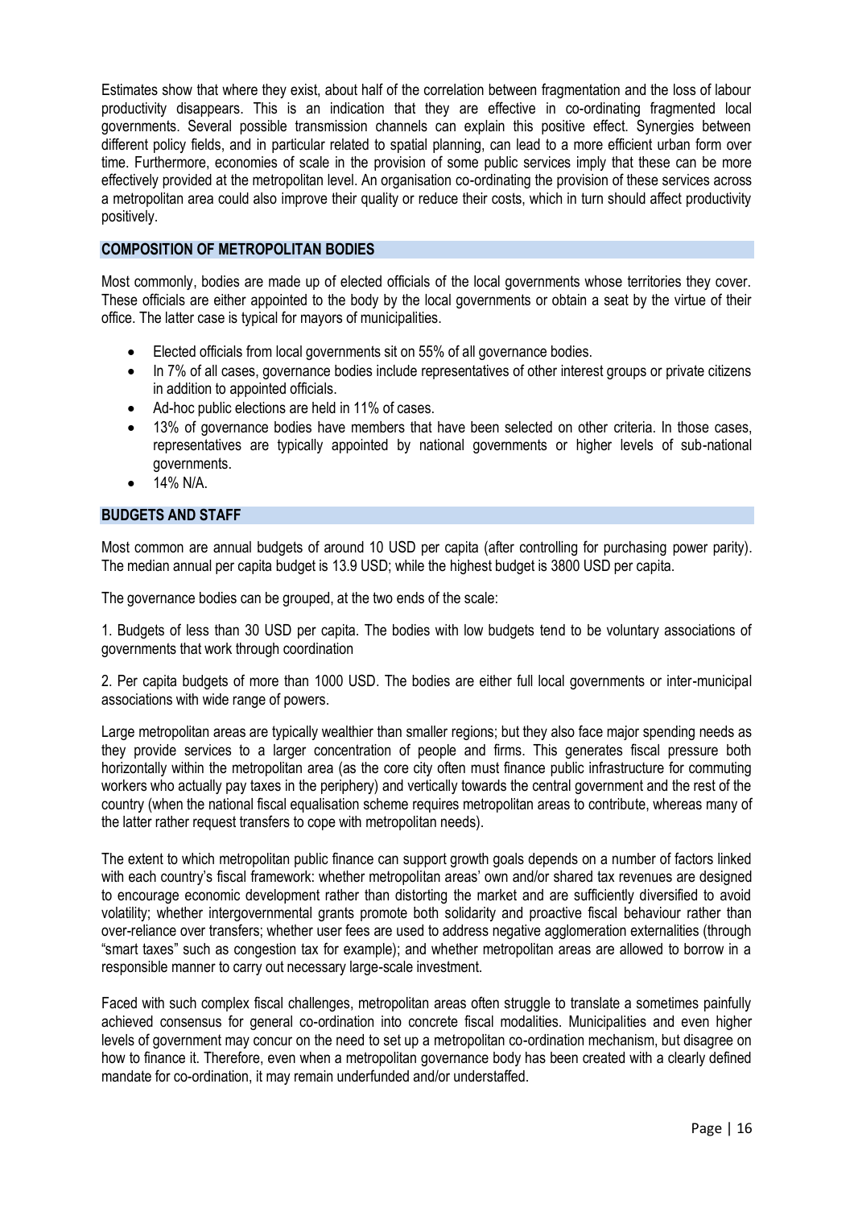Estimates show that where they exist, about half of the correlation between fragmentation and the loss of labour productivity disappears. This is an indication that they are effective in co-ordinating fragmented local governments. Several possible transmission channels can explain this positive effect. Synergies between different policy fields, and in particular related to spatial planning, can lead to a more efficient urban form over time. Furthermore, economies of scale in the provision of some public services imply that these can be more effectively provided at the metropolitan level. An organisation co-ordinating the provision of these services across a metropolitan area could also improve their quality or reduce their costs, which in turn should affect productivity positively.

## COMPOSITION OF METROPOLITAN BODIES

Most commonly, bodies are made up of elected officials of the local governments whose territories they cover. These officials are either appointed to the body by the local governments or obtain a seat by the virtue of their office. The latter case is typical for mayors of municipalities.

- Elected officials from local governments sit on 55% of all governance bodies.
- In 7% of all cases, governance bodies include representatives of other interest groups or private citizens in addition to appointed officials.
- Ad-hoc public elections are held in 11% of cases.
- 13% of governance bodies have members that have been selected on other criteria. In those cases, representatives are typically appointed by national governments or higher levels of sub-national governments.
- 14% N/A.

## BUDGETS AND STAFF

Most common are annual budgets of around 10 USD per capita (after controlling for purchasing power parity). The median annual per capita budget is 13.9 USD; while the highest budget is 3800 USD per capita.

The governance bodies can be grouped, at the two ends of the scale:

1. Budgets of less than 30 USD per capita. The bodies with low budgets tend to be voluntary associations of governments that work through coordination

2. Per capita budgets of more than 1000 USD. The bodies are either full local governments or inter-municipal associations with wide range of powers.

Large metropolitan areas are typically wealthier than smaller regions; but they also face major spending needs as they provide services to a larger concentration of people and firms. This generates fiscal pressure both horizontally within the metropolitan area (as the core city often must finance public infrastructure for commuting workers who actually pay taxes in the periphery) and vertically towards the central government and the rest of the country (when the national fiscal equalisation scheme requires metropolitan areas to contribute, whereas many of the latter rather request transfers to cope with metropolitan needs).

The extent to which metropolitan public finance can support growth goals depends on a number of factors linked with each country's fiscal framework: whether metropolitan areas' own and/or shared tax revenues are designed to encourage economic development rather than distorting the market and are sufficiently diversified to avoid volatility; whether intergovernmental grants promote both solidarity and proactive fiscal behaviour rather than over-reliance over transfers; whether user fees are used to address negative agglomeration externalities (through "smart taxes" such as congestion tax for example); and whether metropolitan areas are allowed to borrow in a responsible manner to carry out necessary large-scale investment.

Faced with such complex fiscal challenges, metropolitan areas often struggle to translate a sometimes painfully achieved consensus for general co-ordination into concrete fiscal modalities. Municipalities and even higher levels of government may concur on the need to set up a metropolitan co-ordination mechanism, but disagree on how to finance it. Therefore, even when a metropolitan governance body has been created with a clearly defined mandate for co-ordination, it may remain underfunded and/or understaffed.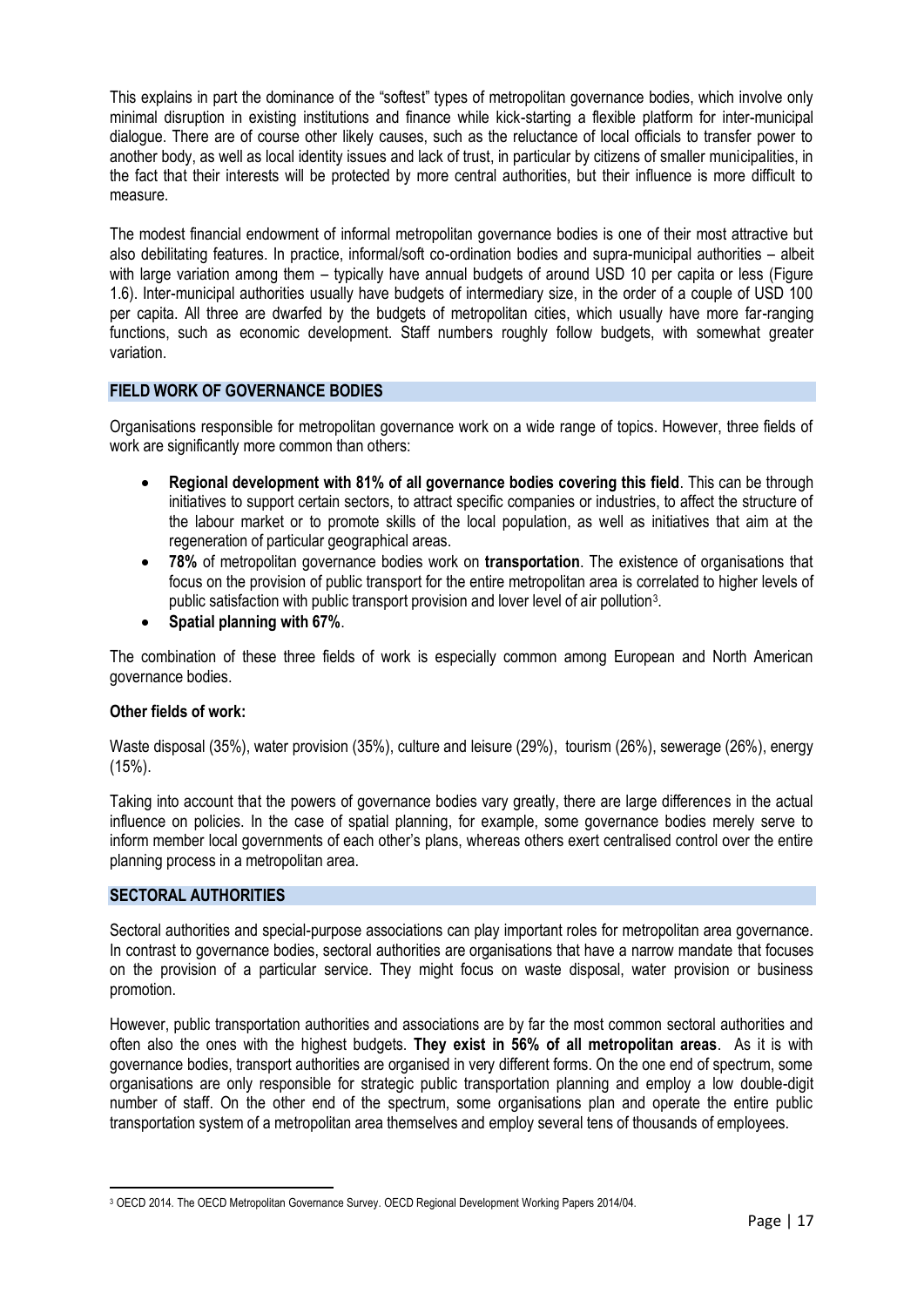This explains in part the dominance of the "softest" types of metropolitan governance bodies, which involve only minimal disruption in existing institutions and finance while kick-starting a flexible platform for inter-municipal dialogue. There are of course other likely causes, such as the reluctance of local officials to transfer power to another body, as well as local identity issues and lack of trust, in particular by citizens of smaller municipalities, in the fact that their interests will be protected by more central authorities, but their influence is more difficult to measure.

The modest financial endowment of informal metropolitan governance bodies is one of their most attractive but also debilitating features. In practice, informal/soft co-ordination bodies and supra-municipal authorities – albeit with large variation among them – typically have annual budgets of around USD 10 per capita or less (Figure 1.6). Inter-municipal authorities usually have budgets of intermediary size, in the order of a couple of USD 100 per capita. All three are dwarfed by the budgets of metropolitan cities, which usually have more far-ranging functions, such as economic development. Staff numbers roughly follow budgets, with somewhat greater variation.

## FIELD WORK OF GOVERNANCE BODIES

Organisations responsible for metropolitan governance work on a wide range of topics. However, three fields of work are significantly more common than others:

- **Regional development with 81% of all governance bodies covering this field**. This can be through initiatives to support certain sectors, to attract specific companies or industries, to affect the structure of the labour market or to promote skills of the local population, as well as initiatives that aim at the regeneration of particular geographical areas.
- **78%** of metropolitan governance bodies work on **transportation**. The existence of organisations that focus on the provision of public transport for the entire metropolitan area is correlated to higher levels of public satisfaction with public transport provision and lover level of air pollution[3].
- **Spatial planning with 67%**.

The combination of these three fields of work is especially common among European and North American governance bodies.

**Other fields of work:**

Waste disposal (35%), water provision (35%), culture and leisure (29%), tourism (26%), sewerage (26%), energy (15%).

Taking into account that the powers of governance bodies vary greatly, there are large differences in the actual influence on policies. In the case of spatial planning, for example, some governance bodies merely serve to inform member local governments of each other's plans, whereas others exert centralised control over the entire planning process in a metropolitan area.

## SECTORAL AUTHORITIES

Sectoral authorities and special-purpose associations can play important roles for metropolitan area governance. In contrast to governance bodies, sectoral authorities are organisations that have a narrow mandate that focuses on the provision of a particular service. They might focus on waste disposal, water provision or business promotion.

However, public transportation authorities and associations are by far the most common sectoral authorities and often also the ones with the highest budgets. **They exist in 56% of all metropolitan areas**. As it is with governance bodies, transport authorities are organised in very different forms. On the one end of spectrum, some organisations are only responsible for strategic public transportation planning and employ a low double-digit number of staff. On the other end of the spectrum, some organisations plan and operate the entire public transportation system of a metropolitan area themselves and employ several tens of thousands of employees.

[3] OECD 2014. The OECD Metropolitan Governance Survey. OECD Regional Development Working Papers 2014/04.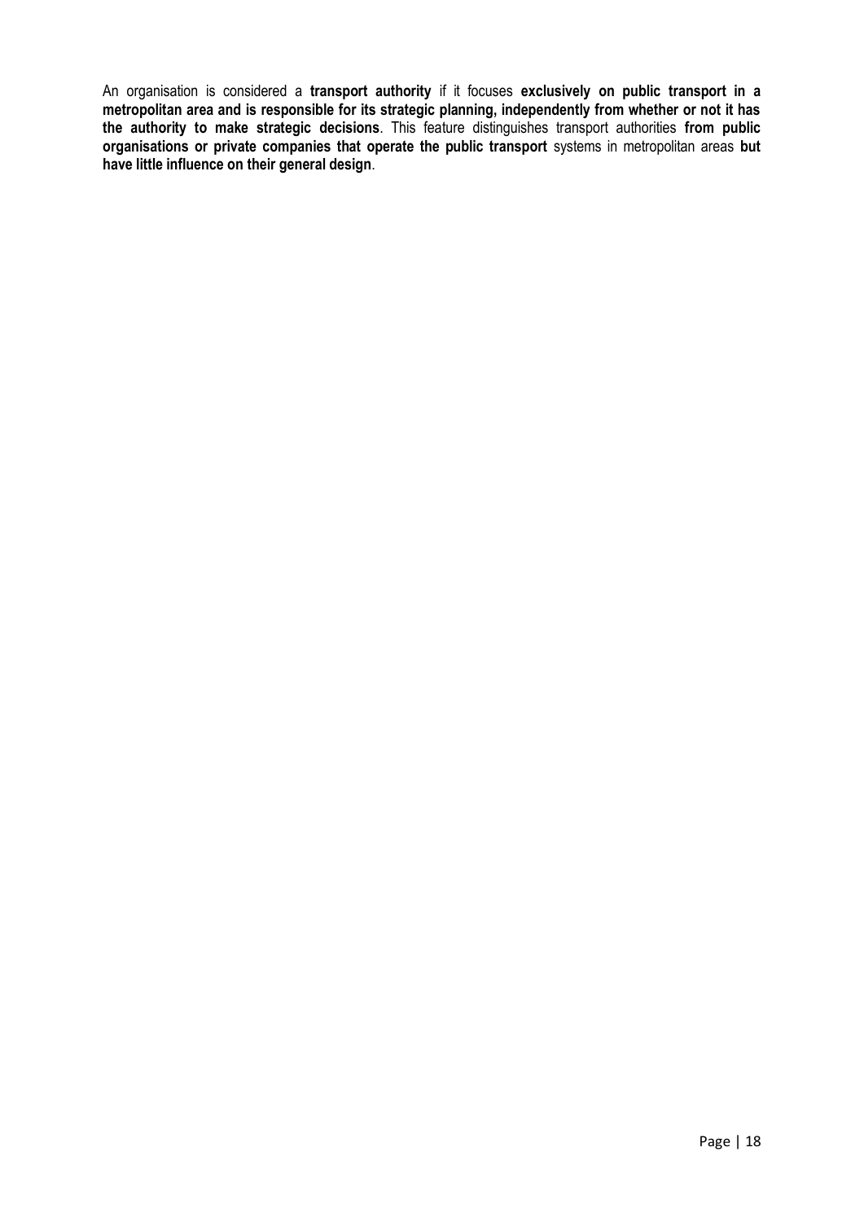An organisation is considered a **transport authority** if it focuses **exclusively on public transport in a metropolitan area and is responsible for its strategic planning, independently from whether or not it has the authority to make strategic decisions**. This feature distinguishes transport authorities **from public organisations or private companies that operate the public transport** systems in metropolitan areas **but have little influence on their general design**.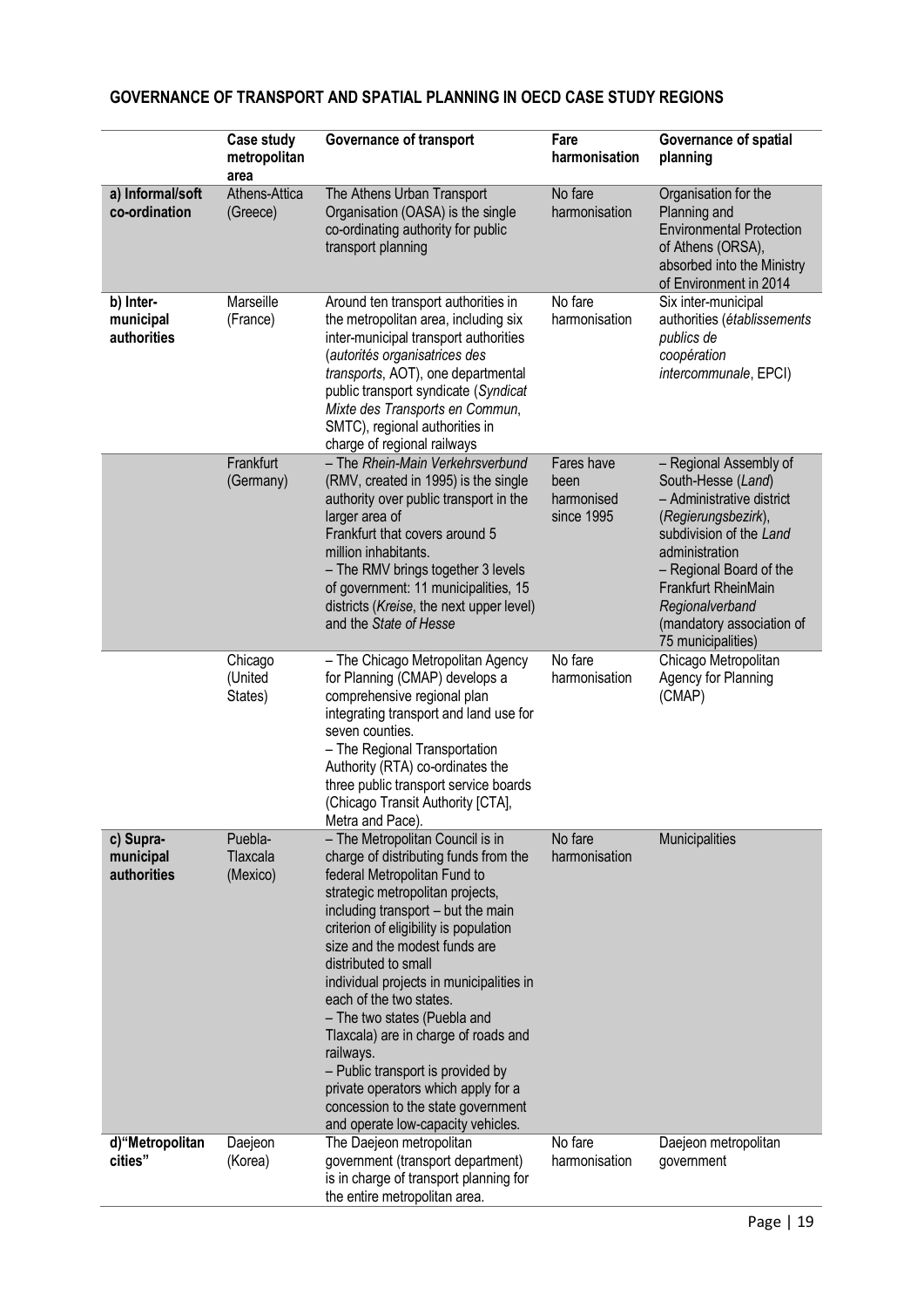**GOVERNANCE OF TRANSPORT AND SPATIAL PLANNING IN OECD CASE STUDY REGIONS**

| | Case study metropolitan area | Governance of transport | Fare harmonisation | Governance of spatial planning |
|---|---|---|---|---|
| **a) Informal/soft co-ordination** | Athens-Attica (Greece) | The Athens Urban Transport Organisation (OASA) is the single co-ordinating authority for public transport planning | No fare harmonisation | Organisation for the Planning and Environmental Protection of Athens (ORSA), absorbed into the Ministry of Environment in 2014 |
| **b) Inter-municipal authorities** | Marseille (France) | Around ten transport authorities in the metropolitan area, including six inter-municipal transport authorities (*autorités organisatrices des transports*, AOT), one departmental public transport syndicate (*Syndicat Mixte des Transports en Commun*, SMTC), regional authorities in charge of regional railways | No fare harmonisation | Six inter-municipal authorities (*établissements publics de coopération intercommunale*, EPCI) |
| | Frankfurt (Germany) | – The *Rhein-Main Verkehrsverbund* (RMV, created in 1995) is the single authority over public transport in the larger area of Frankfurt that covers around 5 million inhabitants.<br>– The RMV brings together 3 levels of government: 11 municipalities, 15 districts (*Kreise*, the next upper level) and the *State of Hesse* | Fares have been harmonised since 1995 | – Regional Assembly of South-Hesse (*Land*)<br>– Administrative district (*Regierungsbezirk*), subdivision of the *Land* administration<br>– Regional Board of the Frankfurt RheinMain *Regionalverband* (mandatory association of 75 municipalities) |
| | Chicago (United States) | – The Chicago Metropolitan Agency for Planning (CMAP) develops a comprehensive regional plan integrating transport and land use for seven counties.<br>– The Regional Transportation Authority (RTA) co-ordinates the three public transport service boards (Chicago Transit Authority [CTA], Metra and Pace). | No fare harmonisation | Chicago Metropolitan Agency for Planning (CMAP) |
| **c) Supra-municipal authorities** | Puebla-Tlaxcala (Mexico) | – The Metropolitan Council is in charge of distributing funds from the federal Metropolitan Fund to strategic metropolitan projects, including transport – but the main criterion of eligibility is population size and the modest funds are distributed to small individual projects in municipalities in each of the two states.<br>– The two states (Puebla and Tlaxcala) are in charge of roads and railways.<br>– Public transport is provided by private operators which apply for a concession to the state government and operate low-capacity vehicles. | No fare harmonisation | Municipalities |
| **d) "Metropolitan cities"** | Daejeon (Korea) | The Daejeon metropolitan government (transport department) is in charge of transport planning for the entire metropolitan area. | No fare harmonisation | Daejeon metropolitan government |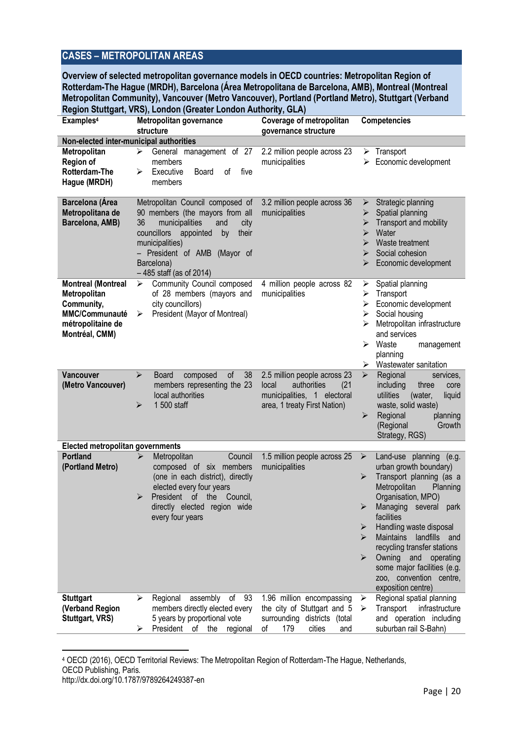## CASES – METROPOLITAN AREAS

**Overview of selected metropolitan governance models in OECD countries: Metropolitan Region of Rotterdam-The Hague (MRDH), Barcelona (Área Metropolitana de Barcelona, AMB), Montreal (Montreal Metropolitan Community), Vancouver (Metro Vancouver), Portland (Portland Metro), Stuttgart (Verband Region Stuttgart, VRS), London (Greater London Authority, GLA)**

| Examples[4] | Metropolitan governance structure | Coverage of metropolitan governance structure | Competencies |
|---|---|---|---|
| **Non-elected inter-municipal authorities** | | | |
| **Metropolitan Region of Rotterdam-The Hague (MRDH)** | ➢ General management of 27 members<br>➢ Executive Board of five members | 2.2 million people across 23 municipalities | ➢ Transport<br>➢ Economic development |
| **Barcelona (Área Metropolitana de Barcelona, AMB)** | Metropolitan Council composed of 90 members (the mayors from all 36 municipalities and city councillors appointed by their municipalities)<br>– President of AMB (Mayor of Barcelona)<br>– 485 staff (as of 2014) | 3.2 million people across 36 municipalities | ➢ Strategic planning<br>➢ Spatial planning<br>➢ Transport and mobility<br>➢ Water<br>➢ Waste treatment<br>➢ Social cohesion<br>➢ Economic development |
| **Montreal (Montreal Metropolitan Community, MMC/Communauté métropolitaine de Montréal, CMM)** | ➢ Community Council composed of 28 members (mayors and city councillors)<br>➢ President (Mayor of Montreal) | 4 million people across 82 municipalities | ➢ Spatial planning<br>➢ Transport<br>➢ Economic development<br>➢ Social housing<br>➢ Metropolitan infrastructure and services<br>➢ Waste management planning<br>➢ Wastewater sanitation |
| **Vancouver (Metro Vancouver)** | ➢ Board composed of 38 members representing the 23 local authorities<br>➢ 1 500 staff | 2.5 million people across 23 local authorities (21 municipalities, 1 electoral area, 1 treaty First Nation) | ➢ Regional services, including three core utilities (water, liquid waste, solid waste)<br>➢ Regional planning (Regional Growth Strategy, RGS) |
| **Elected metropolitan governments** | | | |
| **Portland (Portland Metro)** | ➢ Metropolitan Council composed of six members (one in each district), directly elected every four years<br>➢ President of the Council, directly elected region wide every four years | 1.5 million people across 25 municipalities | ➢ Land-use planning (e.g. urban growth boundary)<br>➢ Transport planning (as a Metropolitan Planning Organisation, MPO)<br>➢ Managing several park facilities<br>➢ Handling waste disposal<br>➢ Maintains landfills and recycling transfer stations<br>➢ Owning and operating some major facilities (e.g. zoo, convention centre, exposition centre) |
| **Stuttgart (Verband Region Stuttgart, VRS)** | ➢ Regional assembly of 93 members directly elected every 5 years by proportional vote<br>➢ President of the regional | 1.96 million encompassing the city of Stuttgart and 5 surrounding districts (total of 179 cities and | ➢ Regional spatial planning<br>➢ Transport infrastructure and operation including suburban rail S-Bahn) |

[4] OECD (2016), OECD Territorial Reviews: The Metropolitan Region of Rotterdam-The Hague, Netherlands, OECD Publishing, Paris.
http://dx.doi.org/10.1787/9789264249387-en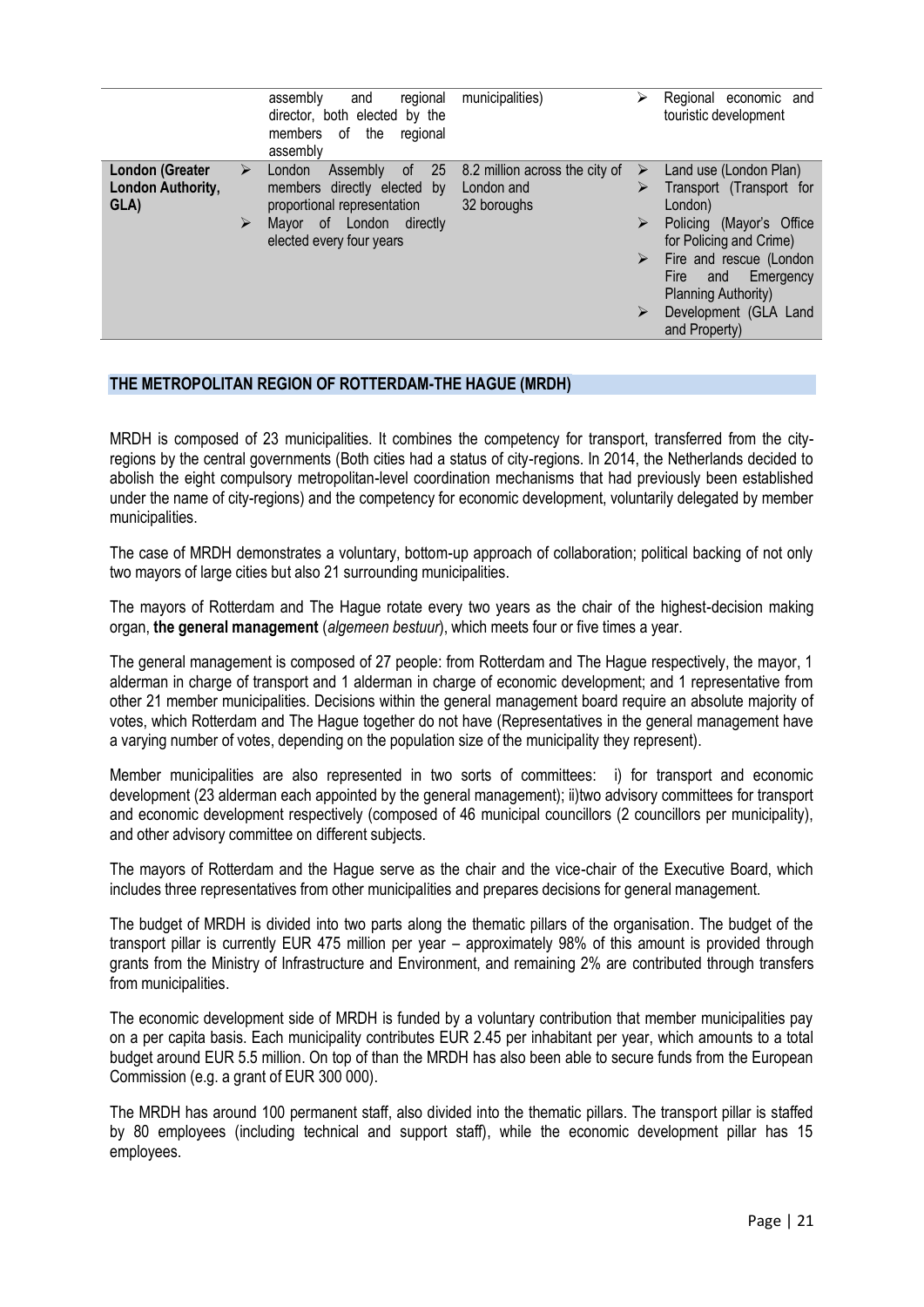|  | assembly and regional director, both elected by the members of the regional assembly | municipalities) | ➢ Regional economic and touristic development |
|---|---|---|---|
| **London (Greater London Authority, GLA)** | ➢ London Assembly of 25 members directly elected by proportional representation<br>➢ Mayor of London directly elected every four years | 8.2 million across the city of London and 32 boroughs | ➢ Land use (London Plan)<br>➢ Transport (Transport for London)<br>➢ Policing (Mayor's Office for Policing and Crime)<br>➢ Fire and rescue (London Fire and Emergency Planning Authority)<br>➢ Development (GLA Land and Property) |

## THE METROPOLITAN REGION OF ROTTERDAM-THE HAGUE (MRDH)

MRDH is composed of 23 municipalities. It combines the competency for transport, transferred from the city-regions by the central governments (Both cities had a status of city-regions. In 2014, the Netherlands decided to abolish the eight compulsory metropolitan-level coordination mechanisms that had previously been established under the name of city-regions) and the competency for economic development, voluntarily delegated by member municipalities.

The case of MRDH demonstrates a voluntary, bottom-up approach of collaboration; political backing of not only two mayors of large cities but also 21 surrounding municipalities.

The mayors of Rotterdam and The Hague rotate every two years as the chair of the highest-decision making organ, **the general management** (*algemeen bestuur*), which meets four or five times a year.

The general management is composed of 27 people: from Rotterdam and The Hague respectively, the mayor, 1 alderman in charge of transport and 1 alderman in charge of economic development; and 1 representative from other 21 member municipalities. Decisions within the general management board require an absolute majority of votes, which Rotterdam and The Hague together do not have (Representatives in the general management have a varying number of votes, depending on the population size of the municipality they represent).

Member municipalities are also represented in two sorts of committees: i) for transport and economic development (23 alderman each appointed by the general management); ii)two advisory committees for transport and economic development respectively (composed of 46 municipal councillors (2 councillors per municipality), and other advisory committee on different subjects.

The mayors of Rotterdam and the Hague serve as the chair and the vice-chair of the Executive Board, which includes three representatives from other municipalities and prepares decisions for general management.

The budget of MRDH is divided into two parts along the thematic pillars of the organisation. The budget of the transport pillar is currently EUR 475 million per year – approximately 98% of this amount is provided through grants from the Ministry of Infrastructure and Environment, and remaining 2% are contributed through transfers from municipalities.

The economic development side of MRDH is funded by a voluntary contribution that member municipalities pay on a per capita basis. Each municipality contributes EUR 2.45 per inhabitant per year, which amounts to a total budget around EUR 5.5 million. On top of than the MRDH has also been able to secure funds from the European Commission (e.g. a grant of EUR 300 000).

The MRDH has around 100 permanent staff, also divided into the thematic pillars. The transport pillar is staffed by 80 employees (including technical and support staff), while the economic development pillar has 15 employees.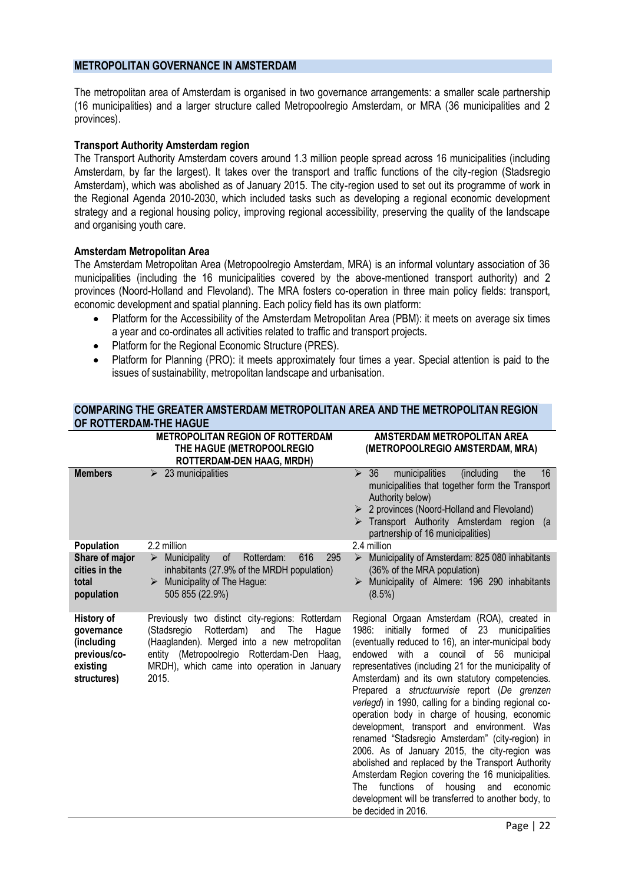## METROPOLITAN GOVERNANCE IN AMSTERDAM

The metropolitan area of Amsterdam is organised in two governance arrangements: a smaller scale partnership (16 municipalities) and a larger structure called Metropoolregio Amsterdam, or MRA (36 municipalities and 2 provinces).

### Transport Authority Amsterdam region

The Transport Authority Amsterdam covers around 1.3 million people spread across 16 municipalities (including Amsterdam, by far the largest). It takes over the transport and traffic functions of the city-region (Stadsregio Amsterdam), which was abolished as of January 2015. The city-region used to set out its programme of work in the Regional Agenda 2010-2030, which included tasks such as developing a regional economic development strategy and a regional housing policy, improving regional accessibility, preserving the quality of the landscape and organising youth care.

### Amsterdam Metropolitan Area

The Amsterdam Metropolitan Area (Metropoolregio Amsterdam, MRA) is an informal voluntary association of 36 municipalities (including the 16 municipalities covered by the above-mentioned transport authority) and 2 provinces (Noord-Holland and Flevoland). The MRA fosters co-operation in three main policy fields: transport, economic development and spatial planning. Each policy field has its own platform:

- Platform for the Accessibility of the Amsterdam Metropolitan Area (PBM): it meets on average six times a year and co-ordinates all activities related to traffic and transport projects.
- Platform for the Regional Economic Structure (PRES).
- Platform for Planning (PRO): it meets approximately four times a year. Special attention is paid to the issues of sustainability, metropolitan landscape and urbanisation.

## COMPARING THE GREATER AMSTERDAM METROPOLITAN AREA AND THE METROPOLITAN REGION OF ROTTERDAM-THE HAGUE

| | METROPOLITAN REGION OF ROTTERDAM THE HAGUE (METROPOOLREGIO ROTTERDAM-DEN HAAG, MRDH) | AMSTERDAM METROPOLITAN AREA (METROPOOLREGIO AMSTERDAM, MRA) |
|---|---|---|
| **Members** | ➢ 23 municipalities | ➢ 36 municipalities (including the 16 municipalities that together form the Transport Authority below)<br>➢ 2 provinces (Noord-Holland and Flevoland)<br>➢ Transport Authority Amsterdam region (a partnership of 16 municipalities) |
| **Population** | 2.2 million | 2.4 million |
| **Share of major cities in the total population** | ➢ Municipality of Rotterdam: 616 295 inhabitants (27.9% of the MRDH population)<br>➢ Municipality of The Hague: 505 855 (22.9%) | ➢ Municipality of Amsterdam: 825 080 inhabitants (36% of the MRA population)<br>➢ Municipality of Almere: 196 290 inhabitants (8.5%) |
| **History of governance (including previous/co-existing structures)** | Previously two distinct city-regions: Rotterdam (Stadsregio Rotterdam) and The Hague (Haaglanden). Merged into a new metropolitan entity (Metropoolregio Rotterdam-Den Haag, MRDH), which came into operation in January 2015. | Regional Orgaan Amsterdam (ROA), created in 1986: initially formed of 23 municipalities (eventually reduced to 16), an inter-municipal body endowed with a council of 56 municipal representatives (including 21 for the municipality of Amsterdam) and its own statutory competencies. Prepared a *structuurvisie* report (*De grenzen verlegd*) in 1990, calling for a binding regional co-operation body in charge of housing, economic development, transport and environment. Was renamed "Stadsregio Amsterdam" (city-region) in 2006. As of January 2015, the city-region was abolished and replaced by the Transport Authority Amsterdam Region covering the 16 municipalities. The functions of housing and economic development will be transferred to another body, to be decided in 2016. |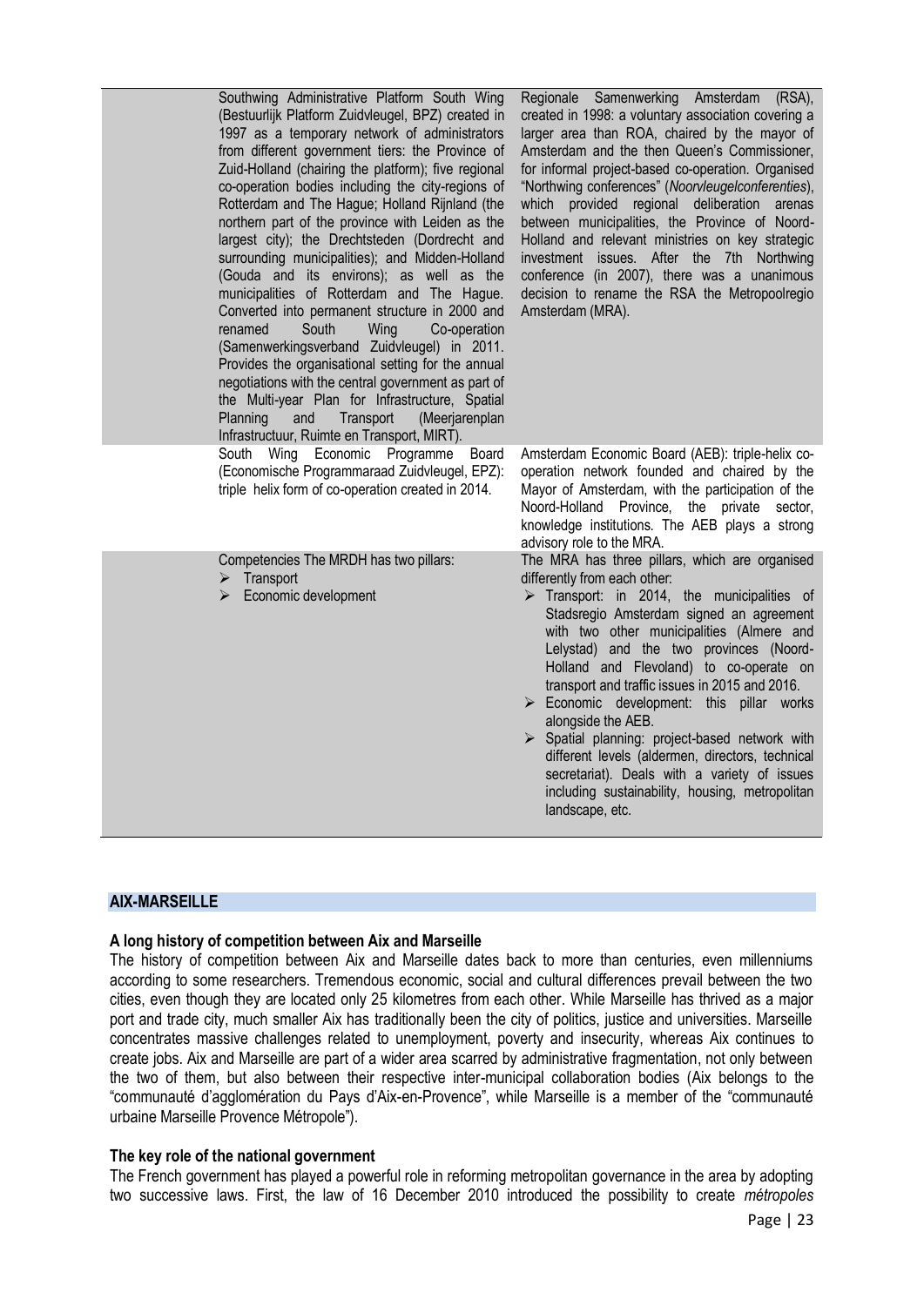| | | |
|---|---|---|
| | Southwing Administrative Platform South Wing (Bestuurlijk Platform Zuidvleugel, BPZ) created in 1997 as a temporary network of administrators from different government tiers: the Province of Zuid-Holland (chairing the platform); five regional co-operation bodies including the city-regions of Rotterdam and The Hague; Holland Rijnland (the northern part of the province with Leiden as the largest city); the Drechtsteden (Dordrecht and surrounding municipalities); and Midden-Holland (Gouda and its environs); as well as the municipalities of Rotterdam and The Hague. Converted into permanent structure in 2000 and renamed South Wing Co-operation (Samenwerkingsverband Zuidvleugel) in 2011. Provides the organisational setting for the annual negotiations with the central government as part of the Multi-year Plan for Infrastructure, Spatial Planning and Transport (Meerjarenplan Infrastructuur, Ruimte en Transport, MIRT). | Regionale Samenwerking Amsterdam (RSA), created in 1998: a voluntary association covering a larger area than ROA, chaired by the mayor of Amsterdam and the then Queen's Commissioner, for informal project-based co-operation. Organised "Northwing conferences" (*Noorvleugelconferenties*), which provided regional deliberation arenas between municipalities, the Province of Noord-Holland and relevant ministries on key strategic investment issues. After the 7th Northwing conference (in 2007), there was a unanimous decision to rename the RSA the Metropoolregio Amsterdam (MRA). |
| | South Wing Economic Programme Board (Economische Programmaraad Zuidvleugel, EPZ): triple helix form of co-operation created in 2014. | Amsterdam Economic Board (AEB): triple-helix co-operation network founded and chaired by the Mayor of Amsterdam, with the participation of the Noord-Holland Province, the private sector, knowledge institutions. The AEB plays a strong advisory role to the MRA. |
| | Competencies The MRDH has two pillars:<br>➢ Transport<br>➢ Economic development | The MRA has three pillars, which are organised differently from each other:<br>➢ Transport: in 2014, the municipalities of Stadsregio Amsterdam signed an agreement with two other municipalities (Almere and Lelystad) and the two provinces (Noord-Holland and Flevoland) to co-operate on transport and traffic issues in 2015 and 2016.<br>➢ Economic development: this pillar works alongside the AEB.<br>➢ Spatial planning: project-based network with different levels (aldermen, directors, technical secretariat). Deals with a variety of issues including sustainability, housing, metropolitan landscape, etc. |

## AIX-MARSEILLE

### A long history of competition between Aix and Marseille

The history of competition between Aix and Marseille dates back to more than centuries, even millenniums according to some researchers. Tremendous economic, social and cultural differences prevail between the two cities, even though they are located only 25 kilometres from each other. While Marseille has thrived as a major port and trade city, much smaller Aix has traditionally been the city of politics, justice and universities. Marseille concentrates massive challenges related to unemployment, poverty and insecurity, whereas Aix continues to create jobs. Aix and Marseille are part of a wider area scarred by administrative fragmentation, not only between the two of them, but also between their respective inter-municipal collaboration bodies (Aix belongs to the "communauté d'agglomération du Pays d'Aix-en-Provence", while Marseille is a member of the "communauté urbaine Marseille Provence Métropole").

### The key role of the national government

The French government has played a powerful role in reforming metropolitan governance in the area by adopting two successive laws. First, the law of 16 December 2010 introduced the possibility to create *métropoles*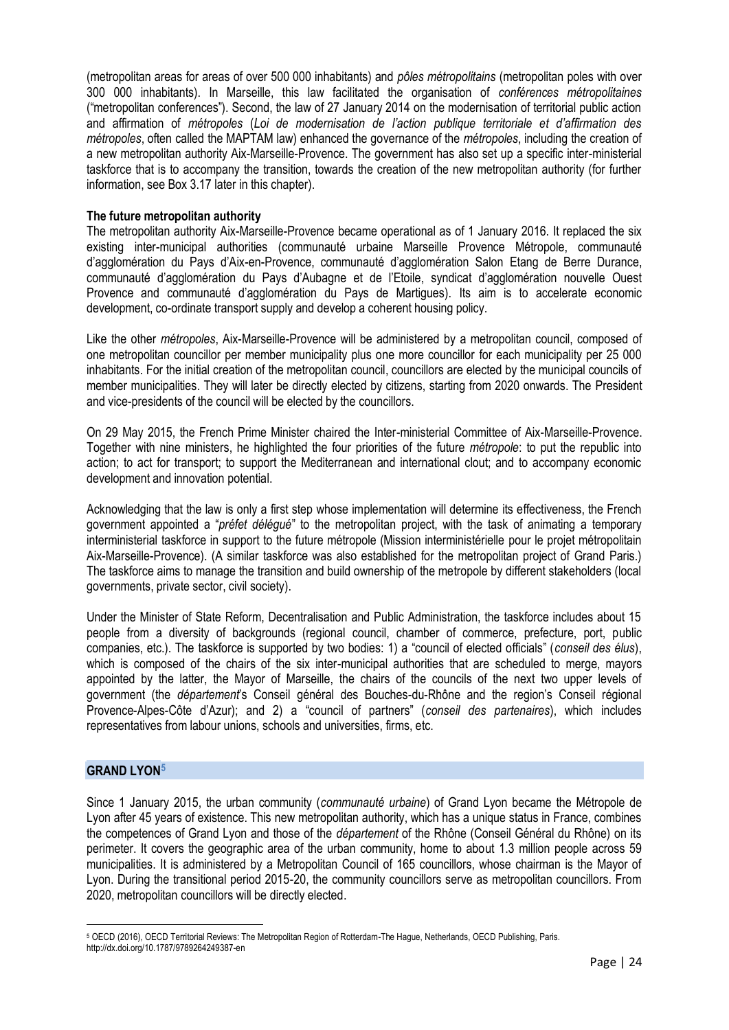(metropolitan areas for areas of over 500 000 inhabitants) and *pôles métropolitains* (metropolitan poles with over 300 000 inhabitants). In Marseille, this law facilitated the organisation of *conférences métropolitaines* ("metropolitan conferences"). Second, the law of 27 January 2014 on the modernisation of territorial public action and affirmation of *métropoles* (*Loi de modernisation de l'action publique territoriale et d'affirmation des métropoles*, often called the MAPTAM law) enhanced the governance of the *métropoles*, including the creation of a new metropolitan authority Aix-Marseille-Provence. The government has also set up a specific inter-ministerial taskforce that is to accompany the transition, towards the creation of the new metropolitan authority (for further information, see Box 3.17 later in this chapter).

**The future metropolitan authority**

The metropolitan authority Aix-Marseille-Provence became operational as of 1 January 2016. It replaced the six existing inter-municipal authorities (communauté urbaine Marseille Provence Métropole, communauté d'agglomération du Pays d'Aix-en-Provence, communauté d'agglomération Salon Etang de Berre Durance, communauté d'agglomération du Pays d'Aubagne et de l'Etoile, syndicat d'agglomération nouvelle Ouest Provence and communauté d'agglomération du Pays de Martigues). Its aim is to accelerate economic development, co-ordinate transport supply and develop a coherent housing policy.

Like the other *métropoles*, Aix-Marseille-Provence will be administered by a metropolitan council, composed of one metropolitan councillor per member municipality plus one more councillor for each municipality per 25 000 inhabitants. For the initial creation of the metropolitan council, councillors are elected by the municipal councils of member municipalities. They will later be directly elected by citizens, starting from 2020 onwards. The President and vice-presidents of the council will be elected by the councillors.

On 29 May 2015, the French Prime Minister chaired the Inter-ministerial Committee of Aix-Marseille-Provence. Together with nine ministers, he highlighted the four priorities of the future *métropole*: to put the republic into action; to act for transport; to support the Mediterranean and international clout; and to accompany economic development and innovation potential.

Acknowledging that the law is only a first step whose implementation will determine its effectiveness, the French government appointed a "*préfet délégué*" to the metropolitan project, with the task of animating a temporary interministerial taskforce in support to the future métropole (Mission interministérielle pour le projet métropolitain Aix-Marseille-Provence). (A similar taskforce was also established for the metropolitan project of Grand Paris.) The taskforce aims to manage the transition and build ownership of the metropole by different stakeholders (local governments, private sector, civil society).

Under the Minister of State Reform, Decentralisation and Public Administration, the taskforce includes about 15 people from a diversity of backgrounds (regional council, chamber of commerce, prefecture, port, public companies, etc.). The taskforce is supported by two bodies: 1) a "council of elected officials" (*conseil des élus*), which is composed of the chairs of the six inter-municipal authorities that are scheduled to merge, mayors appointed by the latter, the Mayor of Marseille, the chairs of the councils of the next two upper levels of government (the *département*'s Conseil général des Bouches-du-Rhône and the region's Conseil régional Provence-Alpes-Côte d'Azur); and 2) a "council of partners" (*conseil des partenaires*), which includes representatives from labour unions, schools and universities, firms, etc.

## GRAND LYON[5]

Since 1 January 2015, the urban community (*communauté urbaine*) of Grand Lyon became the Métropole de Lyon after 45 years of existence. This new metropolitan authority, which has a unique status in France, combines the competences of Grand Lyon and those of the *département* of the Rhône (Conseil Général du Rhône) on its perimeter. It covers the geographic area of the urban community, home to about 1.3 million people across 59 municipalities. It is administered by a Metropolitan Council of 165 councillors, whose chairman is the Mayor of Lyon. During the transitional period 2015-20, the community councillors serve as metropolitan councillors. From 2020, metropolitan councillors will be directly elected.

[5] OECD (2016), OECD Territorial Reviews: The Metropolitan Region of Rotterdam-The Hague, Netherlands, OECD Publishing, Paris. http://dx.doi.org/10.1787/9789264249387-en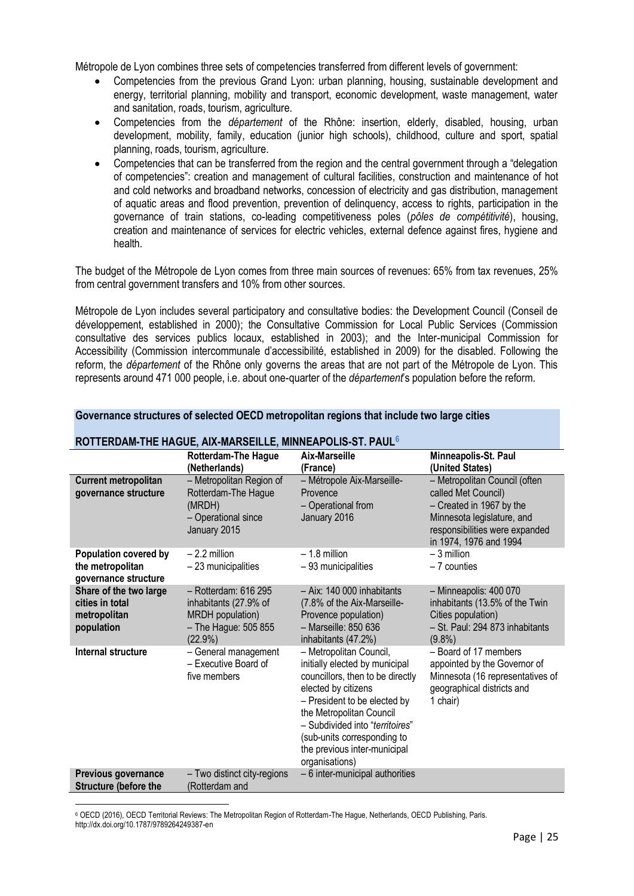Métropole de Lyon combines three sets of competencies transferred from different levels of government:

- Competencies from the previous Grand Lyon: urban planning, housing, sustainable development and energy, territorial planning, mobility and transport, economic development, waste management, water and sanitation, roads, tourism, agriculture.
- Competencies from the *département* of the Rhône: insertion, elderly, disabled, housing, urban development, mobility, family, education (junior high schools), childhood, culture and sport, spatial planning, roads, tourism, agriculture.
- Competencies that can be transferred from the region and the central government through a "delegation of competencies": creation and management of cultural facilities, construction and maintenance of hot and cold networks and broadband networks, concession of electricity and gas distribution, management of aquatic areas and flood prevention, prevention of delinquency, access to rights, participation in the governance of train stations, co-leading competitiveness poles (*pôles de compétitivité*), housing, creation and maintenance of services for electric vehicles, external defence against fires, hygiene and health.

The budget of the Métropole de Lyon comes from three main sources of revenues: 65% from tax revenues, 25% from central government transfers and 10% from other sources.

Métropole de Lyon includes several participatory and consultative bodies: the Development Council (Conseil de développement, established in 2000); the Consultative Commission for Local Public Services (Commission consultative des services publics locaux, established in 2003); and the Inter-municipal Commission for Accessibility (Commission intercommunale d'accessibilité, established in 2009) for the disabled. Following the reform, the *département* of the Rhône only governs the areas that are not part of the Métropole de Lyon. This represents around 471 000 people, i.e. about one-quarter of the *département*'s population before the reform.

**Governance structures of selected OECD metropolitan regions that include two large cities**

**ROTTERDAM-THE HAGUE, AIX-MARSEILLE, MINNEAPOLIS-ST. PAUL**[6]

| | Rotterdam-The Hague (Netherlands) | Aix-Marseille (France) | Minneapolis-St. Paul (United States) |
|---|---|---|---|
| **Current metropolitan governance structure** | – Metropolitan Region of Rotterdam-The Hague (MRDH)<br>– Operational since January 2015 | – Métropole Aix-Marseille-Provence<br>– Operational from January 2016 | – Metropolitan Council (often called Met Council)<br>– Created in 1967 by the Minnesota legislature, and responsibilities were expanded in 1974, 1976 and 1994 |
| **Population covered by the metropolitan governance structure** | – 2.2 million<br>– 23 municipalities | – 1.8 million<br>– 93 municipalities | – 3 million<br>– 7 counties |
| **Share of the two large cities in total metropolitan population** | – Rotterdam: 616 295 inhabitants (27.9% of MRDH population)<br>– The Hague: 505 855 (22.9%) | – Aix: 140 000 inhabitants (7.8% of the Aix-Marseille-Provence population)<br>– Marseille: 850 636 inhabitants (47.2%) | – Minneapolis: 400 070 inhabitants (13.5% of the Twin Cities population)<br>– St. Paul: 294 873 inhabitants (9.8%) |
| **Internal structure** | – General management<br>– Executive Board of five members | – Metropolitan Council, initially elected by municipal councillors, then to be directly elected by citizens<br>– President to be elected by the Metropolitan Council<br>– Subdivided into "*territoires*" (sub-units corresponding to the previous inter-municipal organisations) | – Board of 17 members appointed by the Governor of Minnesota (16 representatives of geographical districts and 1 chair) |
| **Previous governance Structure (before the** | – Two distinct city-regions (Rotterdam and | – 6 inter-municipal authorities | |

[6] OECD (2016), OECD Territorial Reviews: The Metropolitan Region of Rotterdam-The Hague, Netherlands, OECD Publishing, Paris. http://dx.doi.org/10.1787/9789264249387-en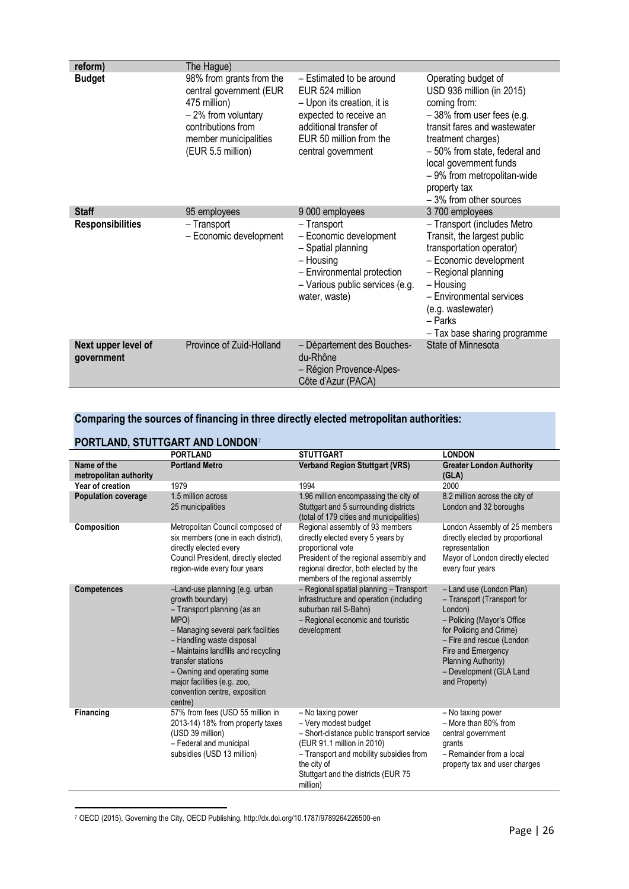| reform) | The Hague) | | |
|---|---|---|---|
| **Budget** | 98% from grants from the central government (EUR 475 million)<br>– 2% from voluntary contributions from member municipalities (EUR 5.5 million) | – Estimated to be around EUR 524 million<br>– Upon its creation, it is expected to receive an additional transfer of EUR 50 million from the central government | Operating budget of USD 936 million (in 2015) coming from:<br>– 38% from user fees (e.g. transit fares and wastewater treatment charges)<br>– 50% from state, federal and local government funds<br>– 9% from metropolitan-wide property tax<br>– 3% from other sources |
| **Staff** | 95 employees | 9 000 employees | 3 700 employees |
| **Responsibilities** | – Transport<br>– Economic development | – Transport<br>– Economic development<br>– Spatial planning<br>– Housing<br>– Environmental protection<br>– Various public services (e.g. water, waste) | – Transport (includes Metro Transit, the largest public transportation operator)<br>– Economic development<br>– Regional planning<br>– Housing<br>– Environmental services (e.g. wastewater)<br>– Parks<br>– Tax base sharing programme |
| **Next upper level of government** | Province of Zuid-Holland | – Département des Bouches-du-Rhône<br>– Région Provence-Alpes-Côte d'Azur (PACA) | State of Minnesota |

## Comparing the sources of financing in three directly elected metropolitan authorities: PORTLAND, STUTTGART AND LONDON[7]

| | PORTLAND | STUTTGART | LONDON |
|---|---|---|---|
| **Name of the metropolitan authority** | **Portland Metro** | **Verband Region Stuttgart (VRS)** | **Greater London Authority (GLA)** |
| **Year of creation** | 1979 | 1994 | 2000 |
| **Population coverage** | 1.5 million across 25 municipalities | 1.96 million encompassing the city of Stuttgart and 5 surrounding districts (total of 179 cities and municipalities) | 8.2 million across the city of London and 32 boroughs |
| **Composition** | Metropolitan Council composed of six members (one in each district), directly elected every Council President, directly elected region-wide every four years | Regional assembly of 93 members directly elected every 5 years by proportional vote<br>President of the regional assembly and regional director, both elected by the members of the regional assembly | London Assembly of 25 members directly elected by proportional representation<br>Mayor of London directly elected every four years |
| **Competences** | –Land-use planning (e.g. urban growth boundary)<br>– Transport planning (as an MPO)<br>– Managing several park facilities<br>– Handling waste disposal<br>– Maintains landfills and recycling transfer stations<br>– Owning and operating some major facilities (e.g. zoo, convention centre, exposition centre) | – Regional spatial planning – Transport infrastructure and operation (including suburban rail S-Bahn)<br>– Regional economic and touristic development | – Land use (London Plan)<br>– Transport (Transport for London)<br>– Policing (Mayor's Office for Policing and Crime)<br>– Fire and rescue (London Fire and Emergency Planning Authority)<br>– Development (GLA Land and Property) |
| **Financing** | 57% from fees (USD 55 million in 2013-14) 18% from property taxes (USD 39 million)<br>– Federal and municipal subsidies (USD 13 million) | – No taxing power<br>– Very modest budget<br>– Short-distance public transport service (EUR 91.1 million in 2010)<br>– Transport and mobility subsidies from the city of Stuttgart and the districts (EUR 75 million) | – No taxing power<br>– More than 80% from central government grants<br>– Remainder from a local property tax and user charges |

[7] OECD (2015), Governing the City, OECD Publishing. http://dx.doi.org/10.1787/9789264226500-en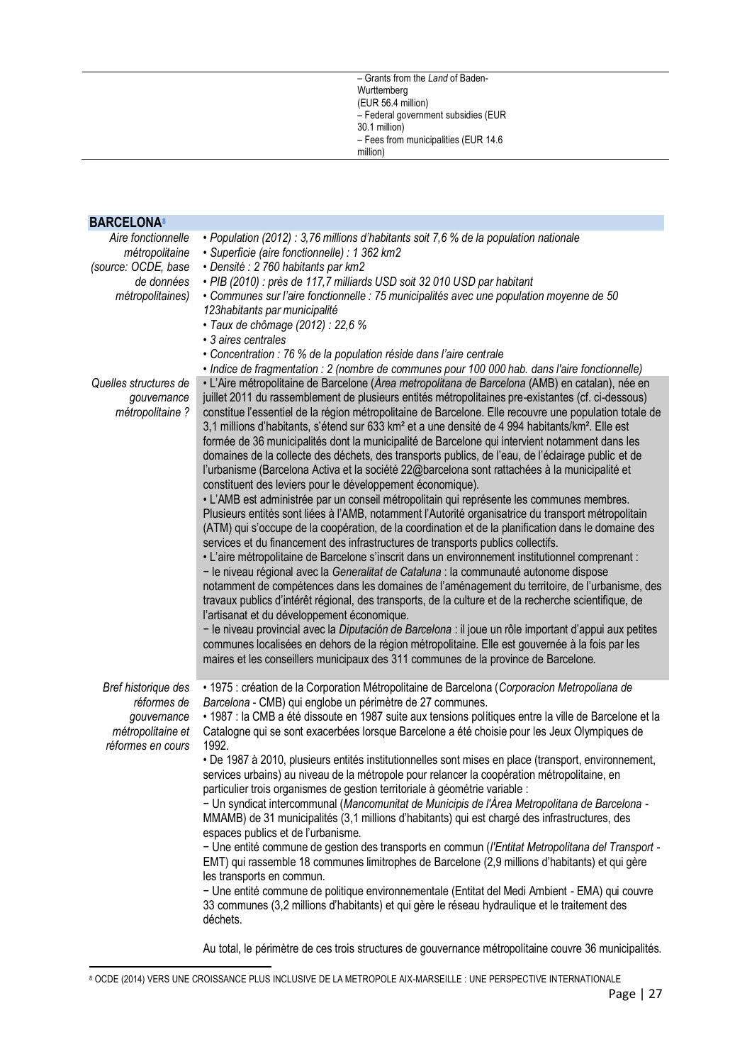| | – Grants from the *Land* of Baden-Wurttemberg (EUR 56.4 million)<br>– Federal government subsidies (EUR 30.1 million)<br>– Fees from municipalities (EUR 14.6 million) |
|---|---|

| **BARCELONA**[8] | |
|---|---|
| *Aire fonctionnelle métropolitaine (source: OCDE, base de données métropolitaines)* | *• Population (2012) : 3,76 millions d'habitants soit 7,6 % de la population nationale*<br>*• Superficie (aire fonctionnelle) : 1 362 km2*<br>*• Densité : 2 760 habitants par km2*<br>*• PIB (2010) : près de 117,7 milliards USD soit 32 010 USD par habitant*<br>*• Communes sur l'aire fonctionnelle : 75 municipalités avec une population moyenne de 50 123habitants par municipalité*<br>*• Taux de chômage (2012) : 22,6 %*<br>*• 3 aires centrales*<br>*• Concentration : 76 % de la population réside dans l'aire centrale*<br>*• Indice de fragmentation : 2 (nombre de communes pour 100 000 hab. dans l'aire fonctionnelle)* |
| *Quelles structures de gouvernance métropolitaine ?* | • L'Aire métropolitaine de Barcelone (*Àrea metropolitana de Barcelona* (AMB) en catalan), née en juillet 2011 du rassemblement de plusieurs entités métropolitaines pre-existantes (cf. ci-dessous) constitue l'essentiel de la région métropolitaine de Barcelone. Elle recouvre une population totale de 3,1 millions d'habitants, s'étend sur 633 km² et a une densité de 4 994 habitants/km². Elle est formée de 36 municipalités dont la municipalité de Barcelone qui intervient notamment dans les domaines de la collecte des déchets, des transports publics, de l'eau, de l'éclairage public et de l'urbanisme (Barcelona Activa et la société 22@barcelona sont rattachées à la municipalité et constituent des leviers pour le développement économique).<br>• L'AMB est administrée par un conseil métropolitain qui représente les communes membres. Plusieurs entités sont liées à l'AMB, notamment l'Autorité organisatrice du transport métropolitain (ATM) qui s'occupe de la coopération, de la coordination et de la planification dans le domaine des services et du financement des infrastructures de transports publics collectifs.<br>• L'aire métropolitaine de Barcelone s'inscrit dans un environnement institutionnel comprenant :<br>− le niveau régional avec la *Generalitat de Cataluna* : la communauté autonome dispose notamment de compétences dans les domaines de l'aménagement du territoire, de l'urbanisme, des travaux publics d'intérêt régional, des transports, de la culture et de la recherche scientifique, de l'artisanat et du développement économique.<br>− le niveau provincial avec la *Diputación de Barcelona* : il joue un rôle important d'appui aux petites communes localisées en dehors de la région métropolitaine. Elle est gouvernée à la fois par les maires et les conseillers municipaux des 311 communes de la province de Barcelone. |
| *Bref historique des réformes de gouvernance métropolitaine et réformes en cours* | • 1975 : création de la Corporation Métropolitaine de Barcelona (*Corporacion Metropoliana de Barcelona* - CMB) qui englobe un périmètre de 27 communes.<br>• 1987 : la CMB a été dissoute en 1987 suite aux tensions politiques entre la ville de Barcelone et la Catalogne qui se sont exacerbées lorsque Barcelone a été choisie pour les Jeux Olympiques de 1992.<br>• De 1987 à 2010, plusieurs entités institutionnelles sont mises en place (transport, environnement, services urbains) au niveau de la métropole pour relancer la coopération métropolitaine, en particulier trois organismes de gestion territoriale à géométrie variable :<br>− Un syndicat intercommunal (*Mancomunitat de Municipis de l'Àrea Metropolitana de Barcelona* - MMAMB) de 31 municipalités (3,1 millions d'habitants) qui est chargé des infrastructures, des espaces publics et de l'urbanisme.<br>− Une entité commune de gestion des transports en commun (*l'Entitat Metropolitana del Transport* - EMT) qui rassemble 18 communes limitrophes de Barcelone (2,9 millions d'habitants) et qui gère les transports en commun.<br>− Une entité commune de politique environnementale (Entitat del Medi Ambient - EMA) qui couvre 33 communes (3,2 millions d'habitants) et qui gère le réseau hydraulique et le traitement des déchets.<br><br>Au total, le périmètre de ces trois structures de gouvernance métropolitaine couvre 36 municipalités. |

[8] OCDE (2014) VERS UNE CROISSANCE PLUS INCLUSIVE DE LA METROPOLE AIX-MARSEILLE : UNE PERSPECTIVE INTERNATIONALE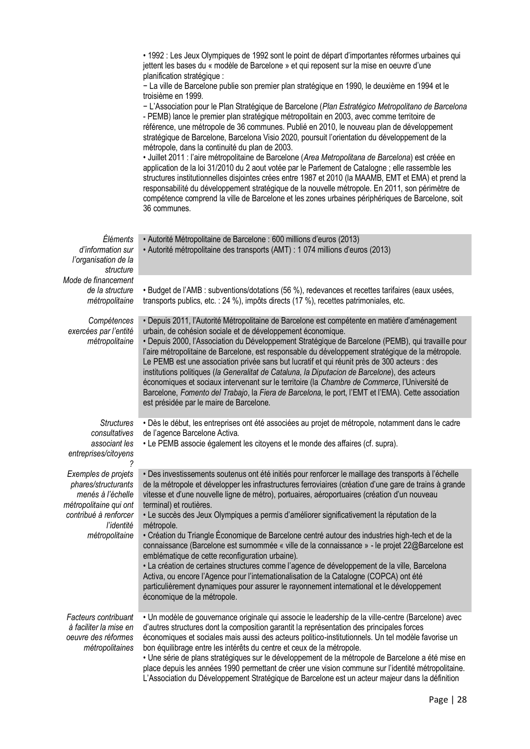| | |
|---|---|
| | • 1992 : Les Jeux Olympiques de 1992 sont le point de départ d'importantes réformes urbaines qui jettent les bases du « modèle de Barcelone » et qui reposent sur la mise en oeuvre d'une planification stratégique :<br>− La ville de Barcelone publie son premier plan stratégique en 1990, le deuxième en 1994 et le troisième en 1999.<br>− L'Association pour le Plan Stratégique de Barcelone (*Plan Estratégico Metropolitano de Barcelona* - PEMB) lance le premier plan stratégique métropolitain en 2003, avec comme territoire de référence, une métropole de 36 communes. Publié en 2010, le nouveau plan de développement stratégique de Barcelone, Barcelona Visio 2020, poursuit l'orientation du développement de la métropole, dans la continuité du plan de 2003.<br>• Juillet 2011 : l'aire métropolitaine de Barcelone (*Area Metropolitana de Barcelona*) est créée en application de la loi 31/2010 du 2 aout votée par le Parlement de Catalogne ; elle rassemble les structures institutionnelles disjointes crées entre 1987 et 2010 (la MAAMB, EMT et EMA) et prend la responsabilité du développement stratégique de la nouvelle métropole. En 2011, son périmètre de compétence comprend la ville de Barcelone et les zones urbaines périphériques de Barcelone, soit 36 communes. |
| *Éléments d'information sur l'organisation de la structure* | • Autorité Métropolitaine de Barcelone : 600 millions d'euros (2013)<br>• Autorité métropolitaine des transports (AMT) : 1 074 millions d'euros (2013) |
| *Mode de financement de la structure métropolitaine* | • Budget de l'AMB : subventions/dotations (56 %), redevances et recettes tarifaires (eaux usées, transports publics, etc. : 24 %), impôts directs (17 %), recettes patrimoniales, etc. |
| *Compétences exercées par l'entité métropolitaine* | • Depuis 2011, l'Autorité Métropolitaine de Barcelone est compétente en matière d'aménagement urbain, de cohésion sociale et de développement économique.<br>• Depuis 2000, l'Association du Développement Stratégique de Barcelone (PEMB), qui travaille pour l'aire métropolitaine de Barcelone, est responsable du développement stratégique de la métropole. Le PEMB est une association privée sans but lucratif et qui réunit près de 300 acteurs : des institutions politiques (*la Generalitat de Cataluna, la Diputacion de Barcelone*), des acteurs économiques et sociaux intervenant sur le territoire (la *Chambre de Commerce*, l'Université de Barcelone, *Fomento del Trabajo*, la *Fiera de Barcelona*, le port, l'EMT et l'EMA). Cette association est présidée par le maire de Barcelone. |
| *Structures consultatives associant les entreprises/citoyens ?* | • Dès le début, les entreprises ont été associées au projet de métropole, notamment dans le cadre de l'agence Barcelone Activa.<br>• Le PEMB associe également les citoyens et le monde des affaires (cf. supra). |
| *Exemples de projets phares/structurants menés à l'échelle métropolitaine qui ont contribué à renforcer l'identité métropolitaine* | • Des investissements soutenus ont été initiés pour renforcer le maillage des transports à l'échelle de la métropole et développer les infrastructures ferroviaires (création d'une gare de trains à grande vitesse et d'une nouvelle ligne de métro), portuaires, aéroportuaires (création d'un nouveau terminal) et routières.<br>• Le succès des Jeux Olympiques a permis d'améliorer significativement la réputation de la métropole.<br>• Création du Triangle Économique de Barcelone centré autour des industries high-tech et de la connaissance (Barcelone est surnommée « ville de la connaissance » - le projet 22@Barcelone est emblématique de cette reconfiguration urbaine).<br>• La création de certaines structures comme l'agence de développement de la ville, Barcelona Activa, ou encore l'Agence pour l'internationalisation de la Catalogne (COPCA) ont été particulièrement dynamiques pour assurer le rayonnement international et le développement économique de la métropole. |
| *Facteurs contribuant à faciliter la mise en oeuvre des réformes métropolitaines* | • Un modèle de gouvernance originale qui associe le leadership de la ville-centre (Barcelone) avec d'autres structures dont la composition garantit la représentation des principales forces économiques et sociales mais aussi des acteurs politico-institutionnels. Un tel modèle favorise un bon équilibrage entre les intérêts du centre et ceux de la métropole.<br>• Une série de plans stratégiques sur le développement de la métropole de Barcelone a été mise en place depuis les années 1990 permettant de créer une vision commune sur l'identité métropolitaine. L'Association du Développement Stratégique de Barcelone est un acteur majeur dans la définition |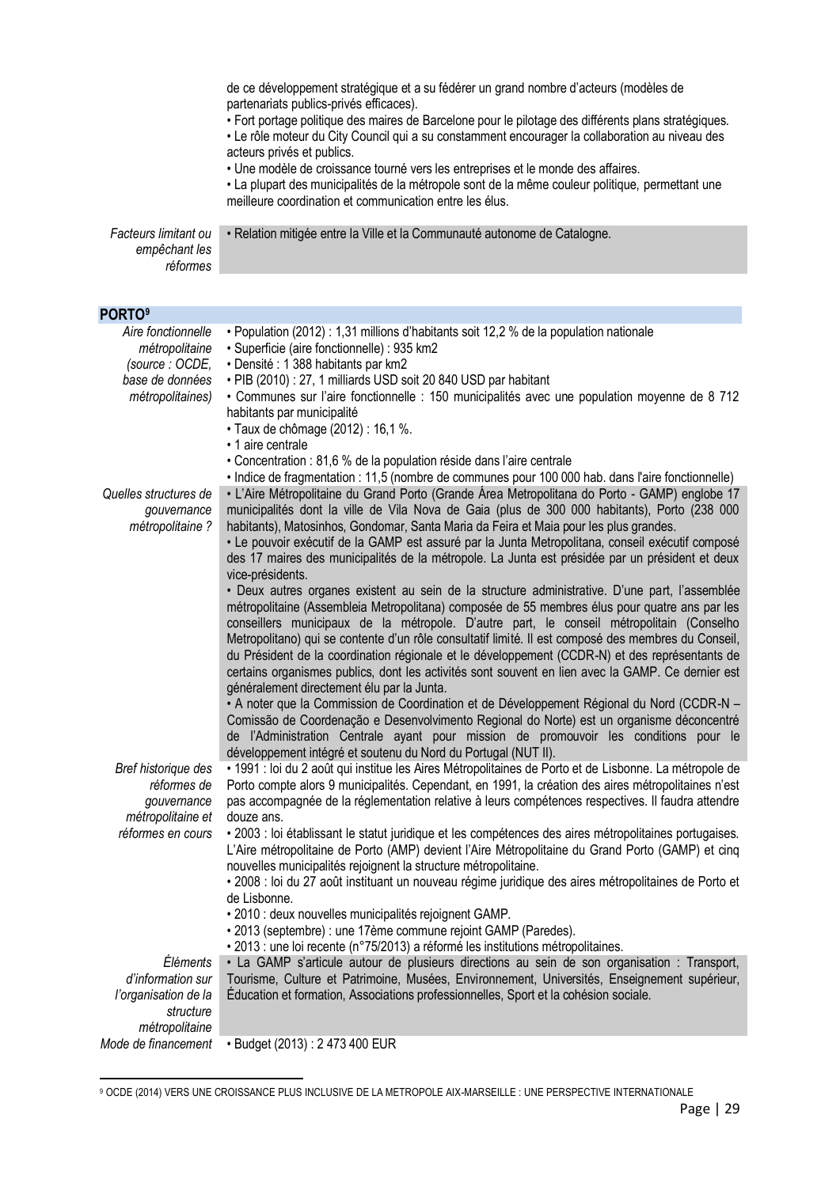| | |
|---|---|
| | de ce développement stratégique et a su fédérer un grand nombre d'acteurs (modèles de partenariats publics-privés efficaces).<br>• Fort portage politique des maires de Barcelone pour le pilotage des différents plans stratégiques.<br>• Le rôle moteur du City Council qui a su constamment encourager la collaboration au niveau des acteurs privés et publics.<br>• Une modèle de croissance tourné vers les entreprises et le monde des affaires.<br>• La plupart des municipalités de la métropole sont de la même couleur politique, permettant une meilleure coordination et communication entre les élus. |
| *Facteurs limitant ou empêchant les réformes* | • Relation mitigée entre la Ville et la Communauté autonome de Catalogne. |

| **PORTO[9]** | |
|---|---|
| *Aire fonctionnelle métropolitaine (source : OCDE, base de données métropolitaines)* | • Population (2012) : 1,31 millions d'habitants soit 12,2 % de la population nationale<br>• Superficie (aire fonctionnelle) : 935 km2<br>• Densité : 1 388 habitants par km2<br>• PIB (2010) : 27, 1 milliards USD soit 20 840 USD par habitant<br>• Communes sur l'aire fonctionnelle : 150 municipalités avec une population moyenne de 8 712 habitants par municipalité<br>• Taux de chômage (2012) : 16,1 %.<br>• 1 aire centrale<br>• Concentration : 81,6 % de la population réside dans l'aire centrale<br>• Indice de fragmentation : 11,5 (nombre de communes pour 100 000 hab. dans l'aire fonctionnelle) |
| *Quelles structures de gouvernance métropolitaine ?* | • L'Aire Métropolitaine du Grand Porto (Grande Área Metropolitana do Porto - GAMP) englobe 17 municipalités dont la ville de Vila Nova de Gaia (plus de 300 000 habitants), Porto (238 000 habitants), Matosinhos, Gondomar, Santa Maria da Feira et Maia pour les plus grandes.<br>• Le pouvoir exécutif de la GAMP est assuré par la Junta Metropolitana, conseil exécutif composé des 17 maires des municipalités de la métropole. La Junta est présidée par un président et deux vice-présidents.<br>• Deux autres organes existent au sein de la structure administrative. D'une part, l'assemblée métropolitaine (Assembleia Metropolitana) composée de 55 membres élus pour quatre ans par les conseillers municipaux de la métropole. D'autre part, le conseil métropolitain (Conselho Metropolitano) qui se contente d'un rôle consultatif limité. Il est composé des membres du Conseil, du Président de la coordination régionale et le développement (CCDR-N) et des représentants de certains organismes publics, dont les activités sont souvent en lien avec la GAMP. Ce dernier est généralement directement élu par la Junta.<br>• A noter que la Commission de Coordination et de Développement Régional du Nord (CCDR-N – Comissão de Coordenação e Desenvolvimento Regional do Norte) est un organisme déconcentré de l'Administration Centrale ayant pour mission de promouvoir les conditions pour le développement intégré et soutenu du Nord du Portugal (NUT II). |
| *Bref historique des réformes de gouvernance métropolitaine et réformes en cours* | • 1991 : loi du 2 août qui institue les Aires Métropolitaines de Porto et de Lisbonne. La métropole de Porto compte alors 9 municipalités. Cependant, en 1991, la création des aires métropolitaines n'est pas accompagnée de la réglementation relative à leurs compétences respectives. Il faudra attendre douze ans.<br>• 2003 : loi établissant le statut juridique et les compétences des aires métropolitaines portugaises. L'Aire métropolitaine de Porto (AMP) devient l'Aire Métropolitaine du Grand Porto (GAMP) et cinq nouvelles municipalités rejoignent la structure métropolitaine.<br>• 2008 : loi du 27 août instituant un nouveau régime juridique des aires métropolitaines de Porto et de Lisbonne.<br>• 2010 : deux nouvelles municipalités rejoignent GAMP.<br>• 2013 (septembre) : une 17ème commune rejoint GAMP (Paredes).<br>• 2013 : une loi recente (n°75/2013) a réformé les institutions métropolitaines. |
| *Éléments d'information sur l'organisation de la structure métropolitaine* | • La GAMP s'articule autour de plusieurs directions au sein de son organisation : Transport, Tourisme, Culture et Patrimoine, Musées, Environnement, Universités, Enseignement supérieur, Éducation et formation, Associations professionnelles, Sport et la cohésion sociale. |
| *Mode de financement* | • Budget (2013) : 2 473 400 EUR |

[9] OCDE (2014) VERS UNE CROISSANCE PLUS INCLUSIVE DE LA METROPOLE AIX-MARSEILLE : UNE PERSPECTIVE INTERNATIONALE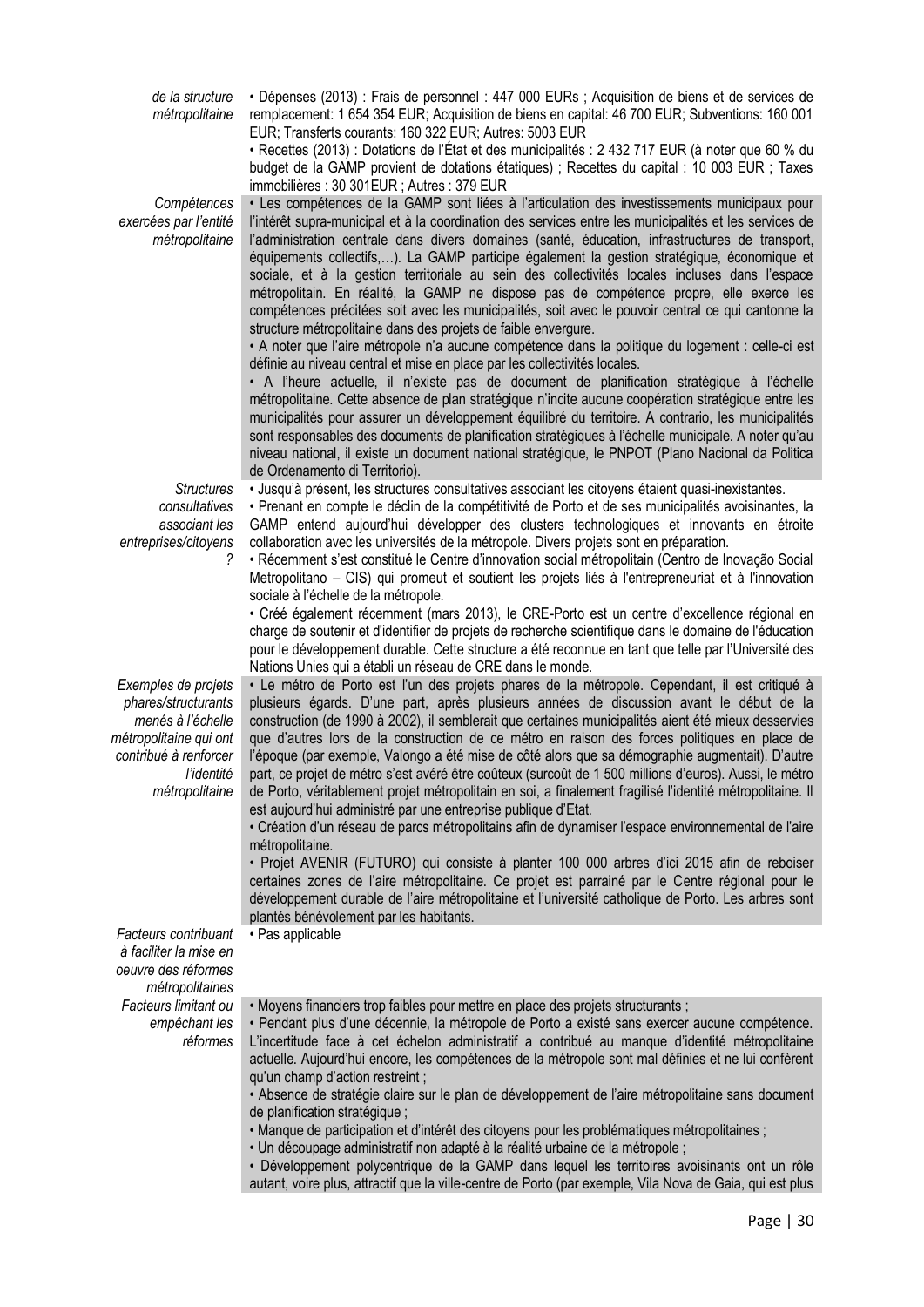| | |
|---|---|
| *de la structure métropolitaine* | • Dépenses (2013) : Frais de personnel : 447 000 EURs ; Acquisition de biens et de services de remplacement: 1 654 354 EUR; Acquisition de biens en capital: 46 700 EUR; Subventions: 160 001 EUR; Transferts courants: 160 322 EUR; Autres: 5003 EUR<br>• Recettes (2013) : Dotations de l'État et des municipalités : 2 432 717 EUR (à noter que 60 % du budget de la GAMP provient de dotations étatiques) ; Recettes du capital : 10 003 EUR ; Taxes immobilières : 30 301EUR ; Autres : 379 EUR |
| *Compétences exercées par l'entité métropolitaine* | • Les compétences de la GAMP sont liées à l'articulation des investissements municipaux pour l'intérêt supra-municipal et à la coordination des services entre les municipalités et les services de l'administration centrale dans divers domaines (santé, éducation, infrastructures de transport, équipements collectifs,…). La GAMP participe également la gestion stratégique, économique et sociale, et à la gestion territoriale au sein des collectivités locales incluses dans l'espace métropolitain. En réalité, la GAMP ne dispose pas de compétence propre, elle exerce les compétences précitées soit avec les municipalités, soit avec le pouvoir central ce qui cantonne la structure métropolitaine dans des projets de faible envergure.<br>• A noter que l'aire métropole n'a aucune compétence dans la politique du logement : celle-ci est définie au niveau central et mise en place par les collectivités locales.<br>• A l'heure actuelle, il n'existe pas de document de planification stratégique à l'échelle métropolitaine. Cette absence de plan stratégique n'incite aucune coopération stratégique entre les municipalités pour assurer un développement équilibré du territoire. A contrario, les municipalités sont responsables des documents de planification stratégiques à l'échelle municipale. A noter qu'au niveau national, il existe un document national stratégique, le PNPOT (Plano Nacional da Politica de Ordenamento di Territorio). |
| *Structures consultatives associant les entreprises/citoyens ?* | • Jusqu'à présent, les structures consultatives associant les citoyens étaient quasi-inexistantes.<br>• Prenant en compte le déclin de la compétitivité de Porto et de ses municipalités avoisinantes, la GAMP entend aujourd'hui développer des clusters technologiques et innovants en étroite collaboration avec les universités de la métropole. Divers projets sont en préparation.<br>• Récemment s'est constitué le Centre d'innovation social métropolitain (Centro de Inovação Social Metropolitano – CIS) qui promeut et soutient les projets liés à l'entrepreneuriat et à l'innovation sociale à l'échelle de la métropole.<br>• Créé également récemment (mars 2013), le CRE-Porto est un centre d'excellence régional en charge de soutenir et d'identifier de projets de recherche scientifique dans le domaine de l'éducation pour le développement durable. Cette structure a été reconnue en tant que telle par l'Université des Nations Unies qui a établi un réseau de CRE dans le monde. |
| *Exemples de projets phares/structurants menés à l'échelle métropolitaine qui ont contribué à renforcer l'identité métropolitaine* | • Le métro de Porto est l'un des projets phares de la métropole. Cependant, il est critiqué à plusieurs égards. D'une part, après plusieurs années de discussion avant le début de la construction (de 1990 à 2002), il semblerait que certaines municipalités aient été mieux desservies que d'autres lors de la construction de ce métro en raison des forces politiques en place de l'époque (par exemple, Valongo a été mise de côté alors que sa démographie augmentait). D'autre part, ce projet de métro s'est avéré être coûteux (surcoût de 1 500 millions d'euros). Aussi, le métro de Porto, véritablement projet métropolitain en soi, a finalement fragilisé l'identité métropolitaine. Il est aujourd'hui administré par une entreprise publique d'Etat.<br>• Création d'un réseau de parcs métropolitains afin de dynamiser l'espace environnemental de l'aire métropolitaine.<br>• Projet AVENIR (FUTURO) qui consiste à planter 100 000 arbres d'ici 2015 afin de reboiser certaines zones de l'aire métropolitaine. Ce projet est parrainé par le Centre régional pour le développement durable de l'aire métropolitaine et l'université catholique de Porto. Les arbres sont plantés bénévolement par les habitants. |
| *Facteurs contribuant à faciliter la mise en oeuvre des réformes métropolitaines* | • Pas applicable |
| *Facteurs limitant ou empêchant les réformes* | • Moyens financiers trop faibles pour mettre en place des projets structurants ;<br>• Pendant plus d'une décennie, la métropole de Porto a existé sans exercer aucune compétence. L'incertitude face à cet échelon administratif a contribué au manque d'identité métropolitaine actuelle. Aujourd'hui encore, les compétences de la métropole sont mal définies et ne lui confèrent qu'un champ d'action restreint ;<br>• Absence de stratégie claire sur le plan de développement de l'aire métropolitaine sans document de planification stratégique ;<br>• Manque de participation et d'intérêt des citoyens pour les problématiques métropolitaines ;<br>• Un découpage administratif non adapté à la réalité urbaine de la métropole ;<br>• Développement polycentrique de la GAMP dans lequel les territoires avoisinants ont un rôle autant, voire plus, attractif que la ville-centre de Porto (par exemple, Vila Nova de Gaia, qui est plus |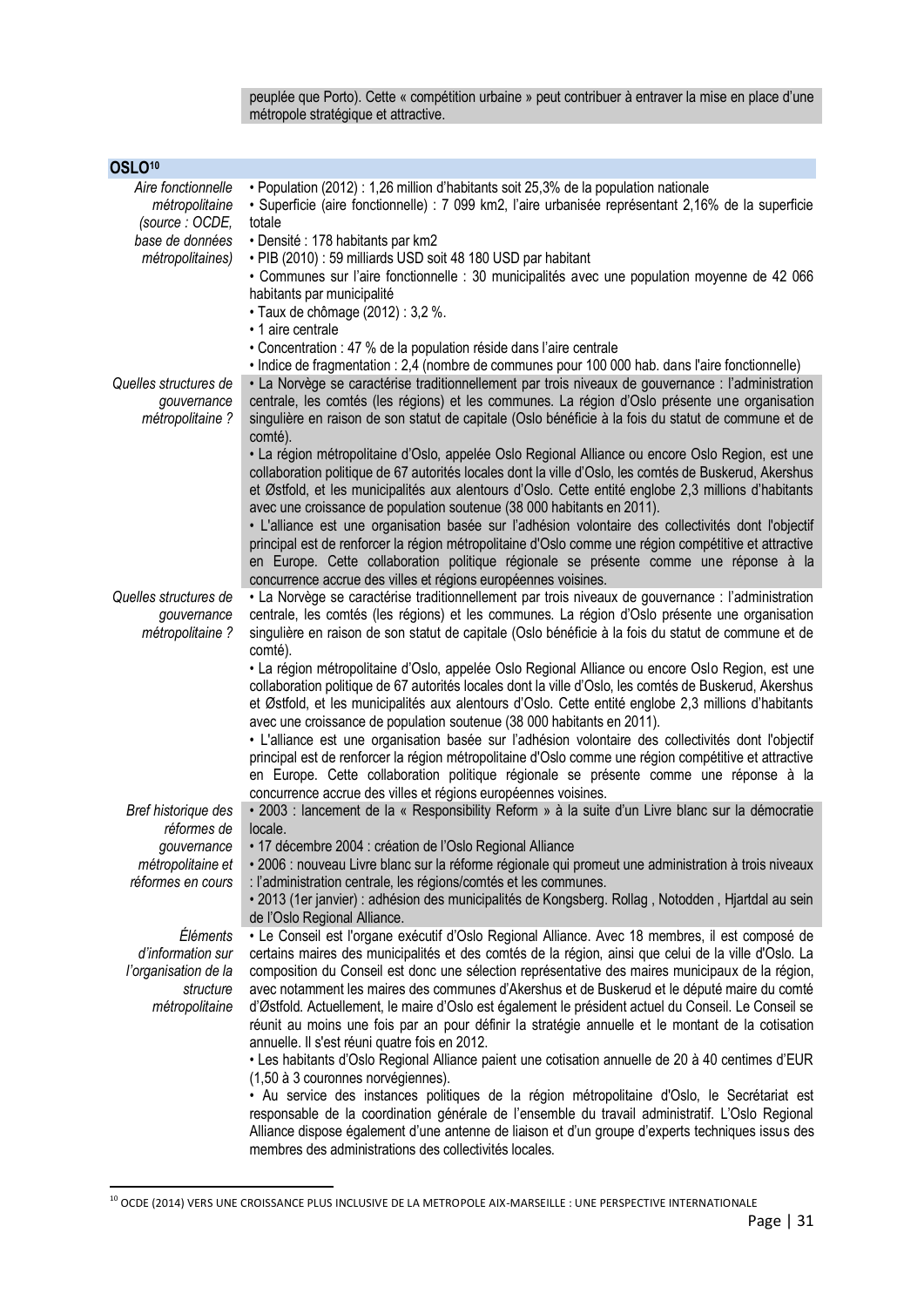peuplée que Porto). Cette « compétition urbaine » peut contribuer à entraver la mise en place d'une métropole stratégique et attractive.

| OSLO[10] | |
|---|---|
| *Aire fonctionnelle métropolitaine (source : OCDE, base de données métropolitaines)* | • Population (2012) : 1,26 million d'habitants soit 25,3% de la population nationale<br>• Superficie (aire fonctionnelle) : 7 099 km2, l'aire urbanisée représentant 2,16% de la superficie totale<br>• Densité : 178 habitants par km2<br>• PIB (2010) : 59 milliards USD soit 48 180 USD par habitant<br>• Communes sur l'aire fonctionnelle : 30 municipalités avec une population moyenne de 42 066 habitants par municipalité<br>• Taux de chômage (2012) : 3,2 %.<br>• 1 aire centrale<br>• Concentration : 47 % de la population réside dans l'aire centrale<br>• Indice de fragmentation : 2,4 (nombre de communes pour 100 000 hab. dans l'aire fonctionnelle) |
| *Quelles structures de gouvernance métropolitaine ?* | • La Norvège se caractérise traditionnellement par trois niveaux de gouvernance : l'administration centrale, les comtés (les régions) et les communes. La région d'Oslo présente une organisation singulière en raison de son statut de capitale (Oslo bénéficie à la fois du statut de commune et de comté).<br>• La région métropolitaine d'Oslo, appelée Oslo Regional Alliance ou encore Oslo Region, est une collaboration politique de 67 autorités locales dont la ville d'Oslo, les comtés de Buskerud, Akershus et Østfold, et les municipalités aux alentours d'Oslo. Cette entité englobe 2,3 millions d'habitants avec une croissance de population soutenue (38 000 habitants en 2011).<br>• L'alliance est une organisation basée sur l'adhésion volontaire des collectivités dont l'objectif principal est de renforcer la région métropolitaine d'Oslo comme une région compétitive et attractive en Europe. Cette collaboration politique régionale se présente comme une réponse à la concurrence accrue des villes et régions européennes voisines. |
| *Quelles structures de gouvernance métropolitaine ?* | • La Norvège se caractérise traditionnellement par trois niveaux de gouvernance : l'administration centrale, les comtés (les régions) et les communes. La région d'Oslo présente une organisation singulière en raison de son statut de capitale (Oslo bénéficie à la fois du statut de commune et de comté).<br>• La région métropolitaine d'Oslo, appelée Oslo Regional Alliance ou encore Oslo Region, est une collaboration politique de 67 autorités locales dont la ville d'Oslo, les comtés de Buskerud, Akershus et Østfold, et les municipalités aux alentours d'Oslo. Cette entité englobe 2,3 millions d'habitants avec une croissance de population soutenue (38 000 habitants en 2011).<br>• L'alliance est une organisation basée sur l'adhésion volontaire des collectivités dont l'objectif principal est de renforcer la région métropolitaine d'Oslo comme une région compétitive et attractive en Europe. Cette collaboration politique régionale se présente comme une réponse à la concurrence accrue des villes et régions européennes voisines. |
| *Bref historique des réformes de gouvernance métropolitaine et réformes en cours* | • 2003 : lancement de la « Responsibility Reform » à la suite d'un Livre blanc sur la démocratie locale.<br>• 17 décembre 2004 : création de l'Oslo Regional Alliance<br>• 2006 : nouveau Livre blanc sur la réforme régionale qui promeut une administration à trois niveaux : l'administration centrale, les régions/comtés et les communes.<br>• 2013 (1er janvier) : adhésion des municipalités de Kongsberg. Rollag , Notodden , Hjartdal au sein de l'Oslo Regional Alliance. |
| *Éléments d'information sur l'organisation de la structure métropolitaine* | • Le Conseil est l'organe exécutif d'Oslo Regional Alliance. Avec 18 membres, il est composé de certains maires des municipalités et des comtés de la région, ainsi que celui de la ville d'Oslo. La composition du Conseil est donc une sélection représentative des maires municipaux de la région, avec notamment les maires des communes d'Akershus et de Buskerud et le député maire du comté d'Østfold. Actuellement, le maire d'Oslo est également le président actuel du Conseil. Le Conseil se réunit au moins une fois par an pour définir la stratégie annuelle et le montant de la cotisation annuelle. Il s'est réuni quatre fois en 2012.<br>• Les habitants d'Oslo Regional Alliance paient une cotisation annuelle de 20 à 40 centimes d'EUR (1,50 à 3 couronnes norvégiennes).<br>• Au service des instances politiques de la région métropolitaine d'Oslo, le Secrétariat est responsable de la coordination générale de l'ensemble du travail administratif. L'Oslo Regional Alliance dispose également d'une antenne de liaison et d'un groupe d'experts techniques issus des membres des administrations des collectivités locales. |

[10] OCDE (2014) VERS UNE CROISSANCE PLUS INCLUSIVE DE LA METROPOLE AIX-MARSEILLE : UNE PERSPECTIVE INTERNATIONALE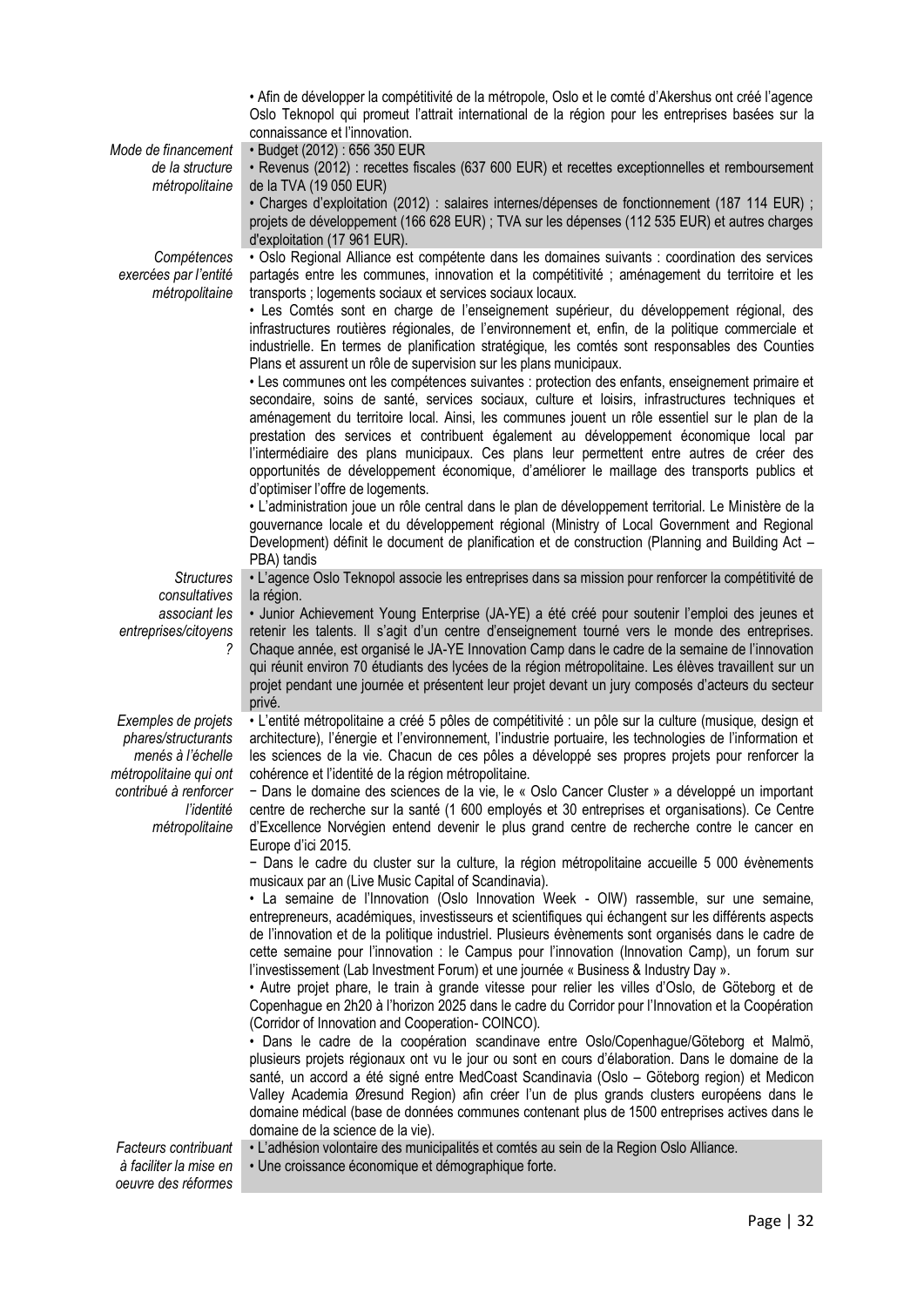| | |
|---|---|
| | • Afin de développer la compétitivité de la métropole, Oslo et le comté d'Akershus ont créé l'agence Oslo Teknopol qui promeut l'attrait international de la région pour les entreprises basées sur la connaissance et l'innovation. |
| *Mode de financement de la structure métropolitaine* | • Budget (2012) : 656 350 EUR<br>• Revenus (2012) : recettes fiscales (637 600 EUR) et recettes exceptionnelles et remboursement de la TVA (19 050 EUR)<br>• Charges d'exploitation (2012) : salaires internes/dépenses de fonctionnement (187 114 EUR) ; projets de développement (166 628 EUR) ; TVA sur les dépenses (112 535 EUR) et autres charges d'exploitation (17 961 EUR). |
| *Compétences exercées par l'entité métropolitaine* | • Oslo Regional Alliance est compétente dans les domaines suivants : coordination des services partagés entre les communes, innovation et la compétitivité ; aménagement du territoire et les transports ; logements sociaux et services sociaux locaux.<br>• Les Comtés sont en charge de l'enseignement supérieur, du développement régional, des infrastructures routières régionales, de l'environnement et, enfin, de la politique commerciale et industrielle. En termes de planification stratégique, les comtés sont responsables des Counties Plans et assurent un rôle de supervision sur les plans municipaux.<br>• Les communes ont les compétences suivantes : protection des enfants, enseignement primaire et secondaire, soins de santé, services sociaux, culture et loisirs, infrastructures techniques et aménagement du territoire local. Ainsi, les communes jouent un rôle essentiel sur le plan de la prestation des services et contribuent également au développement économique local par l'intermédiaire des plans municipaux. Ces plans leur permettent entre autres de créer des opportunités de développement économique, d'améliorer le maillage des transports publics et d'optimiser l'offre de logements.<br>• L'administration joue un rôle central dans le plan de développement territorial. Le Ministère de la gouvernance locale et du développement régional (Ministry of Local Government and Regional Development) définit le document de planification et de construction (Planning and Building Act – PBA) tandis |
| *Structures consultatives associant les entreprises/citoyens ?* | • L'agence Oslo Teknopol associe les entreprises dans sa mission pour renforcer la compétitivité de la région.<br>• Junior Achievement Young Enterprise (JA-YE) a été créé pour soutenir l'emploi des jeunes et retenir les talents. Il s'agit d'un centre d'enseignement tourné vers le monde des entreprises. Chaque année, est organisé le JA-YE Innovation Camp dans le cadre de la semaine de l'innovation qui réunit environ 70 étudiants des lycées de la région métropolitaine. Les élèves travaillent sur un projet pendant une journée et présentent leur projet devant un jury composés d'acteurs du secteur privé. |
| *Exemples de projets phares/structurants menés à l'échelle métropolitaine qui ont contribué à renforcer l'identité métropolitaine* | • L'entité métropolitaine a créé 5 pôles de compétitivité : un pôle sur la culture (musique, design et architecture), l'énergie et l'environnement, l'industrie portuaire, les technologies de l'information et les sciences de la vie. Chacun de ces pôles a développé ses propres projets pour renforcer la cohérence et l'identité de la région métropolitaine.<br>− Dans le domaine des sciences de la vie, le « Oslo Cancer Cluster » a développé un important centre de recherche sur la santé (1 600 employés et 30 entreprises et organisations). Ce Centre d'Excellence Norvégien entend devenir le plus grand centre de recherche contre le cancer en Europe d'ici 2015.<br>− Dans le cadre du cluster sur la culture, la région métropolitaine accueille 5 000 évènements musicaux par an (Live Music Capital of Scandinavia).<br>• La semaine de l'Innovation (Oslo Innovation Week - OIW) rassemble, sur une semaine, entrepreneurs, académiques, investisseurs et scientifiques qui échangent sur les différents aspects de l'innovation et de la politique industriel. Plusieurs évènements sont organisés dans le cadre de cette semaine pour l'innovation : le Campus pour l'innovation (Innovation Camp), un forum sur l'investissement (Lab Investment Forum) et une journée « Business & Industry Day ».<br>• Autre projet phare, le train à grande vitesse pour relier les villes d'Oslo, de Göteborg et de Copenhague en 2h20 à l'horizon 2025 dans le cadre du Corridor pour l'Innovation et la Coopération (Corridor of Innovation and Cooperation- COINCO).<br>• Dans le cadre de la coopération scandinave entre Oslo/Copenhague/Göteborg et Malmö, plusieurs projets régionaux ont vu le jour ou sont en cours d'élaboration. Dans le domaine de la santé, un accord a été signé entre MedCoast Scandinavia (Oslo – Göteborg region) et Medicon Valley Academia Øresund Region) afin créer l'un de plus grands clusters européens dans le domaine médical (base de données communes contenant plus de 1500 entreprises actives dans le domaine de la science de la vie). |
| *Facteurs contribuant à faciliter la mise en oeuvre des réformes* | • L'adhésion volontaire des municipalités et comtés au sein de la Region Oslo Alliance.<br>• Une croissance économique et démographique forte. |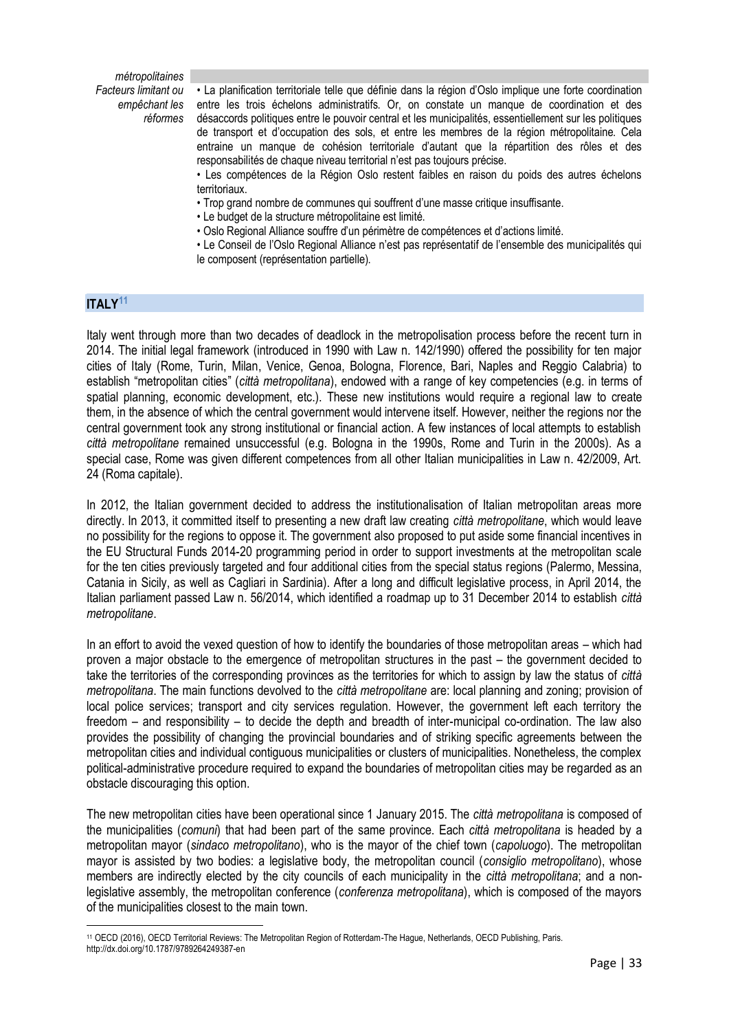| | |
|---|---|
| *métropolitaines* | |
| *Facteurs limitant ou empêchant les réformes* | • La planification territoriale telle que définie dans la région d'Oslo implique une forte coordination entre les trois échelons administratifs. Or, on constate un manque de coordination et des désaccords politiques entre le pouvoir central et les municipalités, essentiellement sur les politiques de transport et d'occupation des sols, et entre les membres de la région métropolitaine. Cela entraine un manque de cohésion territoriale d'autant que la répartition des rôles et des responsabilités de chaque niveau territorial n'est pas toujours précise.<br>• Les compétences de la Région Oslo restent faibles en raison du poids des autres échelons territoriaux.<br>• Trop grand nombre de communes qui souffrent d'une masse critique insuffisante.<br>• Le budget de la structure métropolitaine est limité.<br>• Oslo Regional Alliance souffre d'un périmètre de compétences et d'actions limité.<br>• Le Conseil de l'Oslo Regional Alliance n'est pas représentatif de l'ensemble des municipalités qui le composent (représentation partielle). |

## ITALY[11]

Italy went through more than two decades of deadlock in the metropolisation process before the recent turn in 2014. The initial legal framework (introduced in 1990 with Law n. 142/1990) offered the possibility for ten major cities of Italy (Rome, Turin, Milan, Venice, Genoa, Bologna, Florence, Bari, Naples and Reggio Calabria) to establish "metropolitan cities" (*città metropolitana*), endowed with a range of key competencies (e.g. in terms of spatial planning, economic development, etc.). These new institutions would require a regional law to create them, in the absence of which the central government would intervene itself. However, neither the regions nor the central government took any strong institutional or financial action. A few instances of local attempts to establish *città metropolitane* remained unsuccessful (e.g. Bologna in the 1990s, Rome and Turin in the 2000s). As a special case, Rome was given different competences from all other Italian municipalities in Law n. 42/2009, Art. 24 (Roma capitale).

In 2012, the Italian government decided to address the institutionalisation of Italian metropolitan areas more directly. In 2013, it committed itself to presenting a new draft law creating *città metropolitane*, which would leave no possibility for the regions to oppose it. The government also proposed to put aside some financial incentives in the EU Structural Funds 2014-20 programming period in order to support investments at the metropolitan scale for the ten cities previously targeted and four additional cities from the special status regions (Palermo, Messina, Catania in Sicily, as well as Cagliari in Sardinia). After a long and difficult legislative process, in April 2014, the Italian parliament passed Law n. 56/2014, which identified a roadmap up to 31 December 2014 to establish *città metropolitane*.

In an effort to avoid the vexed question of how to identify the boundaries of those metropolitan areas – which had proven a major obstacle to the emergence of metropolitan structures in the past – the government decided to take the territories of the corresponding provinces as the territories for which to assign by law the status of *città metropolitana*. The main functions devolved to the *città metropolitane* are: local planning and zoning; provision of local police services; transport and city services regulation. However, the government left each territory the freedom – and responsibility – to decide the depth and breadth of inter-municipal co-ordination. The law also provides the possibility of changing the provincial boundaries and of striking specific agreements between the metropolitan cities and individual contiguous municipalities or clusters of municipalities. Nonetheless, the complex political-administrative procedure required to expand the boundaries of metropolitan cities may be regarded as an obstacle discouraging this option.

The new metropolitan cities have been operational since 1 January 2015. The *città metropolitana* is composed of the municipalities (*comuni*) that had been part of the same province. Each *città metropolitana* is headed by a metropolitan mayor (*sindaco metropolitano*), who is the mayor of the chief town (*capoluogo*). The metropolitan mayor is assisted by two bodies: a legislative body, the metropolitan council (*consiglio metropolitano*), whose members are indirectly elected by the city councils of each municipality in the *città metropolitana*; and a non-legislative assembly, the metropolitan conference (*conferenza metropolitana*), which is composed of the mayors of the municipalities closest to the main town.

[11] OECD (2016), OECD Territorial Reviews: The Metropolitan Region of Rotterdam-The Hague, Netherlands, OECD Publishing, Paris. http://dx.doi.org/10.1787/9789264249387-en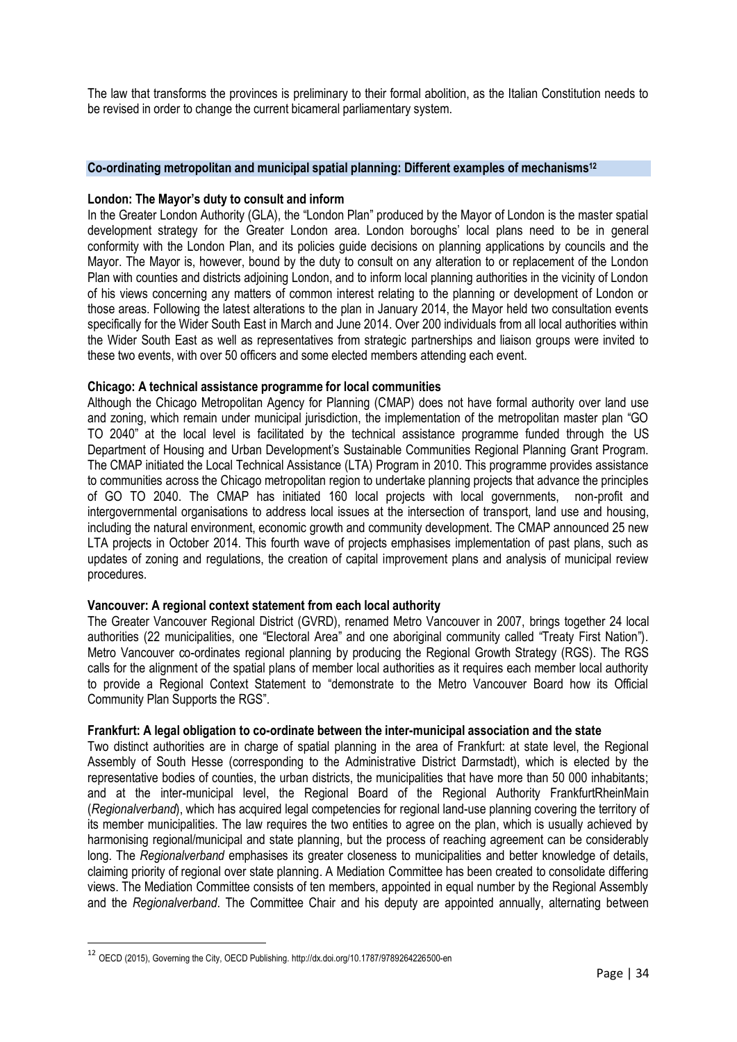The law that transforms the provinces is preliminary to their formal abolition, as the Italian Constitution needs to be revised in order to change the current bicameral parliamentary system.

## Co-ordinating metropolitan and municipal spatial planning: Different examples of mechanisms[12]

**London: The Mayor's duty to consult and inform**

In the Greater London Authority (GLA), the "London Plan" produced by the Mayor of London is the master spatial development strategy for the Greater London area. London boroughs' local plans need to be in general conformity with the London Plan, and its policies guide decisions on planning applications by councils and the Mayor. The Mayor is, however, bound by the duty to consult on any alteration to or replacement of the London Plan with counties and districts adjoining London, and to inform local planning authorities in the vicinity of London of his views concerning any matters of common interest relating to the planning or development of London or those areas. Following the latest alterations to the plan in January 2014, the Mayor held two consultation events specifically for the Wider South East in March and June 2014. Over 200 individuals from all local authorities within the Wider South East as well as representatives from strategic partnerships and liaison groups were invited to these two events, with over 50 officers and some elected members attending each event.

**Chicago: A technical assistance programme for local communities**

Although the Chicago Metropolitan Agency for Planning (CMAP) does not have formal authority over land use and zoning, which remain under municipal jurisdiction, the implementation of the metropolitan master plan "GO TO 2040" at the local level is facilitated by the technical assistance programme funded through the US Department of Housing and Urban Development's Sustainable Communities Regional Planning Grant Program. The CMAP initiated the Local Technical Assistance (LTA) Program in 2010. This programme provides assistance to communities across the Chicago metropolitan region to undertake planning projects that advance the principles of GO TO 2040. The CMAP has initiated 160 local projects with local governments, non-profit and intergovernmental organisations to address local issues at the intersection of transport, land use and housing, including the natural environment, economic growth and community development. The CMAP announced 25 new LTA projects in October 2014. This fourth wave of projects emphasises implementation of past plans, such as updates of zoning and regulations, the creation of capital improvement plans and analysis of municipal review procedures.

**Vancouver: A regional context statement from each local authority**

The Greater Vancouver Regional District (GVRD), renamed Metro Vancouver in 2007, brings together 24 local authorities (22 municipalities, one "Electoral Area" and one aboriginal community called "Treaty First Nation"). Metro Vancouver co-ordinates regional planning by producing the Regional Growth Strategy (RGS). The RGS calls for the alignment of the spatial plans of member local authorities as it requires each member local authority to provide a Regional Context Statement to "demonstrate to the Metro Vancouver Board how its Official Community Plan Supports the RGS".

**Frankfurt: A legal obligation to co-ordinate between the inter-municipal association and the state**

Two distinct authorities are in charge of spatial planning in the area of Frankfurt: at state level, the Regional Assembly of South Hesse (corresponding to the Administrative District Darmstadt), which is elected by the representative bodies of counties, the urban districts, the municipalities that have more than 50 000 inhabitants; and at the inter-municipal level, the Regional Board of the Regional Authority FrankfurtRheinMain (*Regionalverband*), which has acquired legal competencies for regional land-use planning covering the territory of its member municipalities. The law requires the two entities to agree on the plan, which is usually achieved by harmonising regional/municipal and state planning, but the process of reaching agreement can be considerably long. The *Regionalverband* emphasises its greater closeness to municipalities and better knowledge of details, claiming priority of regional over state planning. A Mediation Committee has been created to consolidate differing views. The Mediation Committee consists of ten members, appointed in equal number by the Regional Assembly and the *Regionalverband*. The Committee Chair and his deputy are appointed annually, alternating between

---

[12] OECD (2015), Governing the City, OECD Publishing. http://dx.doi.org/10.1787/9789264226500-en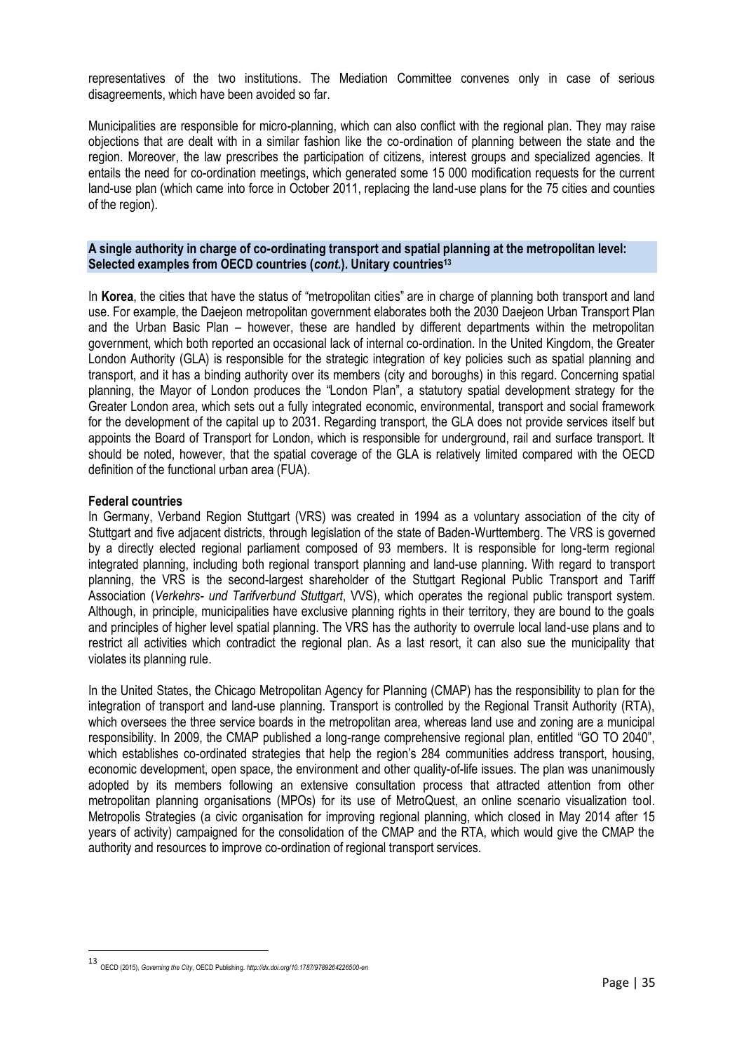representatives of the two institutions. The Mediation Committee convenes only in case of serious disagreements, which have been avoided so far.

Municipalities are responsible for micro-planning, which can also conflict with the regional plan. They may raise objections that are dealt with in a similar fashion like the co-ordination of planning between the state and the region. Moreover, the law prescribes the participation of citizens, interest groups and specialized agencies. It entails the need for co-ordination meetings, which generated some 15 000 modification requests for the current land-use plan (which came into force in October 2011, replacing the land-use plans for the 75 cities and counties of the region).

**A single authority in charge of co-ordinating transport and spatial planning at the metropolitan level: Selected examples from OECD countries (*cont.*). Unitary countries[13]**

In **Korea**, the cities that have the status of "metropolitan cities" are in charge of planning both transport and land use. For example, the Daejeon metropolitan government elaborates both the 2030 Daejeon Urban Transport Plan and the Urban Basic Plan – however, these are handled by different departments within the metropolitan government, which both reported an occasional lack of internal co-ordination. In the United Kingdom, the Greater London Authority (GLA) is responsible for the strategic integration of key policies such as spatial planning and transport, and it has a binding authority over its members (city and boroughs) in this regard. Concerning spatial planning, the Mayor of London produces the "London Plan", a statutory spatial development strategy for the Greater London area, which sets out a fully integrated economic, environmental, transport and social framework for the development of the capital up to 2031. Regarding transport, the GLA does not provide services itself but appoints the Board of Transport for London, which is responsible for underground, rail and surface transport. It should be noted, however, that the spatial coverage of the GLA is relatively limited compared with the OECD definition of the functional urban area (FUA).

**Federal countries**

In Germany, Verband Region Stuttgart (VRS) was created in 1994 as a voluntary association of the city of Stuttgart and five adjacent districts, through legislation of the state of Baden-Wurttemberg. The VRS is governed by a directly elected regional parliament composed of 93 members. It is responsible for long-term regional integrated planning, including both regional transport planning and land-use planning. With regard to transport planning, the VRS is the second-largest shareholder of the Stuttgart Regional Public Transport and Tariff Association (*Verkehrs- und Tarifverbund Stuttgart*, VVS), which operates the regional public transport system. Although, in principle, municipalities have exclusive planning rights in their territory, they are bound to the goals and principles of higher level spatial planning. The VRS has the authority to overrule local land-use plans and to restrict all activities which contradict the regional plan. As a last resort, it can also sue the municipality that violates its planning rule.

In the United States, the Chicago Metropolitan Agency for Planning (CMAP) has the responsibility to plan for the integration of transport and land-use planning. Transport is controlled by the Regional Transit Authority (RTA), which oversees the three service boards in the metropolitan area, whereas land use and zoning are a municipal responsibility. In 2009, the CMAP published a long-range comprehensive regional plan, entitled "GO TO 2040", which establishes co-ordinated strategies that help the region's 284 communities address transport, housing, economic development, open space, the environment and other quality-of-life issues. The plan was unanimously adopted by its members following an extensive consultation process that attracted attention from other metropolitan planning organisations (MPOs) for its use of MetroQuest, an online scenario visualization tool. Metropolis Strategies (a civic organisation for improving regional planning, which closed in May 2014 after 15 years of activity) campaigned for the consolidation of the CMAP and the RTA, which would give the CMAP the authority and resources to improve co-ordination of regional transport services.

[13] OECD (2015), *Governing the City*, OECD Publishing. *http://dx.doi.org/10.1787/9789264226500-en*